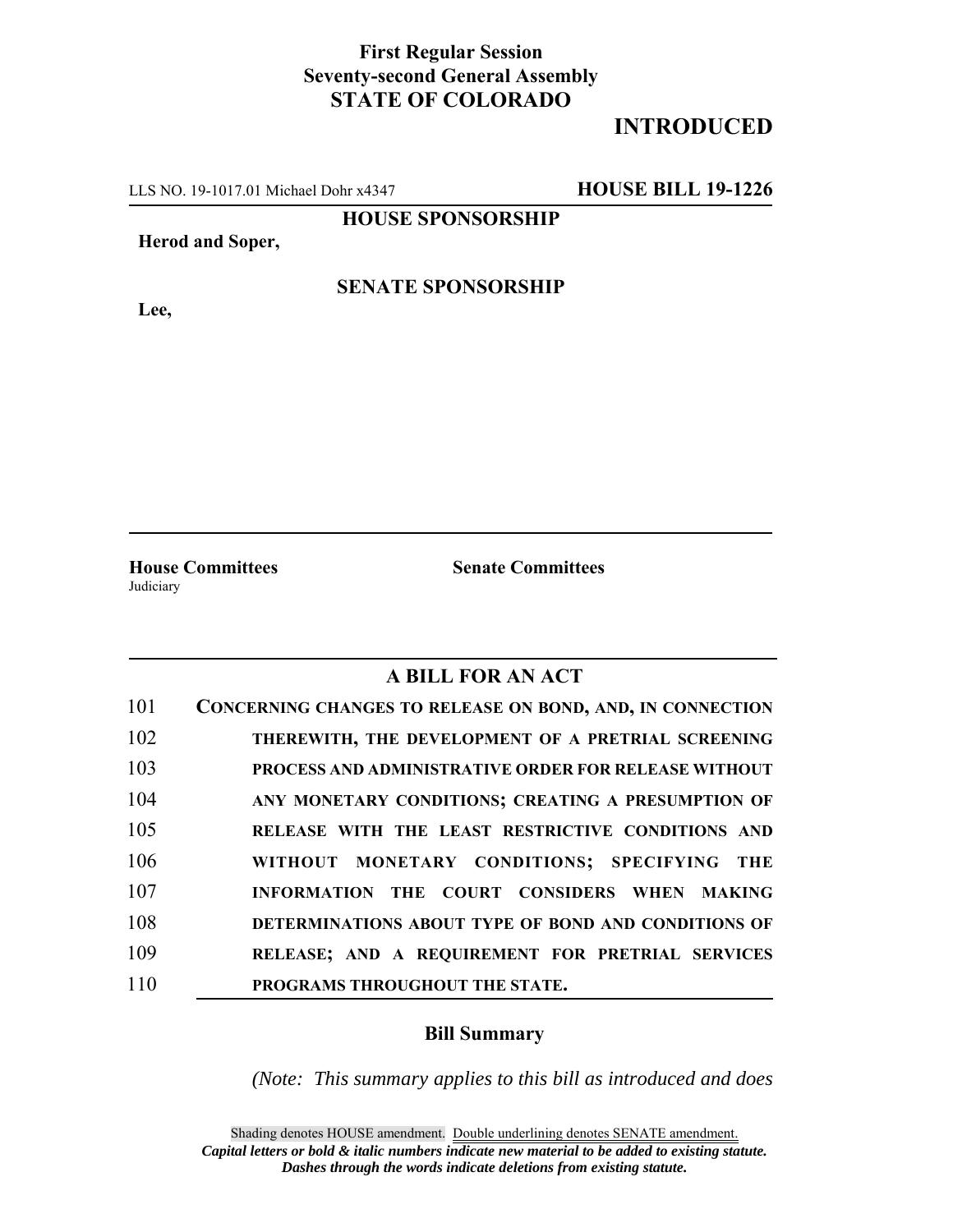**First Regular Session**
**Seventy-second General Assembly**
**STATE OF COLORADO**

# INTRODUCED

LLS NO. 19-1017.01 Michael Dohr x4347 **HOUSE BILL 19-1226**

**HOUSE SPONSORSHIP**

**Herod and Soper,**

**SENATE SPONSORSHIP**

**Lee,**

**House Committees**
Judiciary

**Senate Committees**

## A BILL FOR AN ACT

101 **CONCERNING CHANGES TO RELEASE ON BOND, AND, IN CONNECTION**
102 **THEREWITH, THE DEVELOPMENT OF A PRETRIAL SCREENING**
103 **PROCESS AND ADMINISTRATIVE ORDER FOR RELEASE WITHOUT**
104 **ANY MONETARY CONDITIONS; CREATING A PRESUMPTION OF**
105 **RELEASE WITH THE LEAST RESTRICTIVE CONDITIONS AND**
106 **WITHOUT MONETARY CONDITIONS; SPECIFYING THE**
107 **INFORMATION THE COURT CONSIDERS WHEN MAKING**
108 **DETERMINATIONS ABOUT TYPE OF BOND AND CONDITIONS OF**
109 **RELEASE; AND A REQUIREMENT FOR PRETRIAL SERVICES**
110 **PROGRAMS THROUGHOUT THE STATE.**

### Bill Summary

*(Note: This summary applies to this bill as introduced and does*

Shading denotes HOUSE amendment. Double underlining denotes SENATE amendment.
***Capital letters or bold & italic numbers indicate new material to be added to existing statute.***
***Dashes through the words indicate deletions from existing statute.***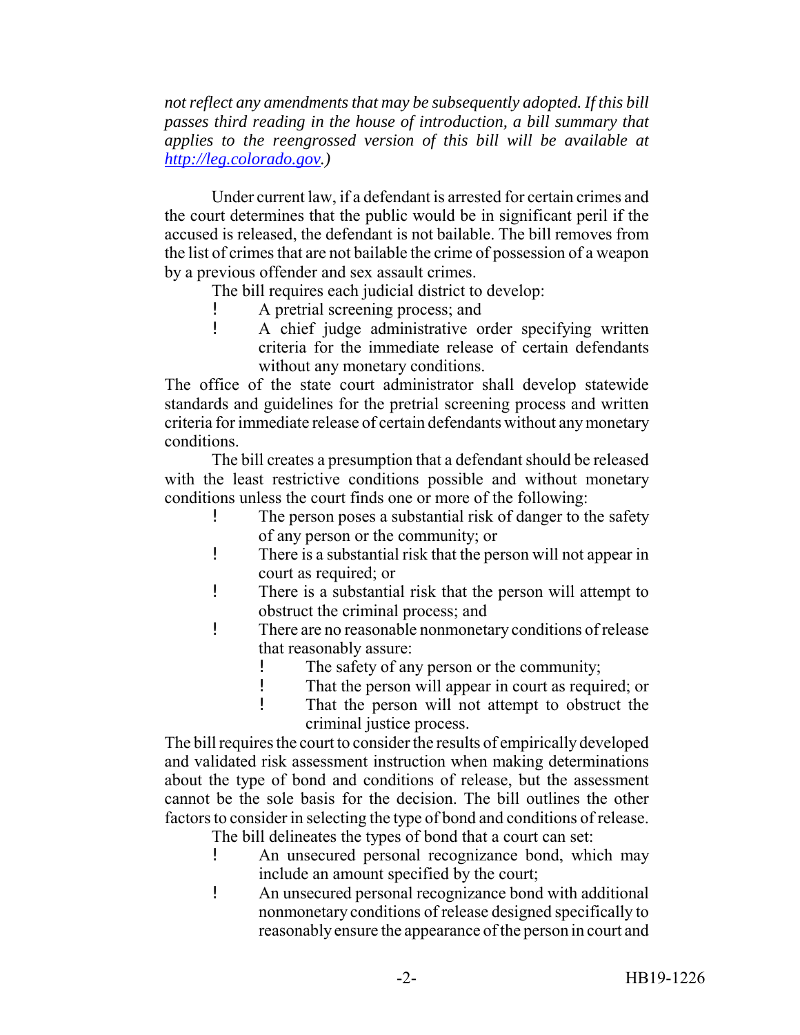*not reflect any amendments that may be subsequently adopted. If this bill passes third reading in the house of introduction, a bill summary that applies to the reengrossed version of this bill will be available at [http://leg.colorado.gov](http://leg.colorado.gov).)*

Under current law, if a defendant is arrested for certain crimes and the court determines that the public would be in significant peril if the accused is released, the defendant is not bailable. The bill removes from the list of crimes that are not bailable the crime of possession of a weapon by a previous offender and sex assault crimes.

The bill requires each judicial district to develop:

- A pretrial screening process; and
- A chief judge administrative order specifying written criteria for the immediate release of certain defendants without any monetary conditions.

The office of the state court administrator shall develop statewide standards and guidelines for the pretrial screening process and written criteria for immediate release of certain defendants without any monetary conditions.

The bill creates a presumption that a defendant should be released with the least restrictive conditions possible and without monetary conditions unless the court finds one or more of the following:

- The person poses a substantial risk of danger to the safety of any person or the community; or
- There is a substantial risk that the person will not appear in court as required; or
- There is a substantial risk that the person will attempt to obstruct the criminal process; and
- There are no reasonable nonmonetary conditions of release that reasonably assure:
  - The safety of any person or the community;
  - That the person will appear in court as required; or
  - That the person will not attempt to obstruct the criminal justice process.

The bill requires the court to consider the results of empirically developed and validated risk assessment instruction when making determinations about the type of bond and conditions of release, but the assessment cannot be the sole basis for the decision. The bill outlines the other factors to consider in selecting the type of bond and conditions of release.

The bill delineates the types of bond that a court can set:

- An unsecured personal recognizance bond, which may include an amount specified by the court;
- An unsecured personal recognizance bond with additional nonmonetary conditions of release designed specifically to reasonably ensure the appearance of the person in court and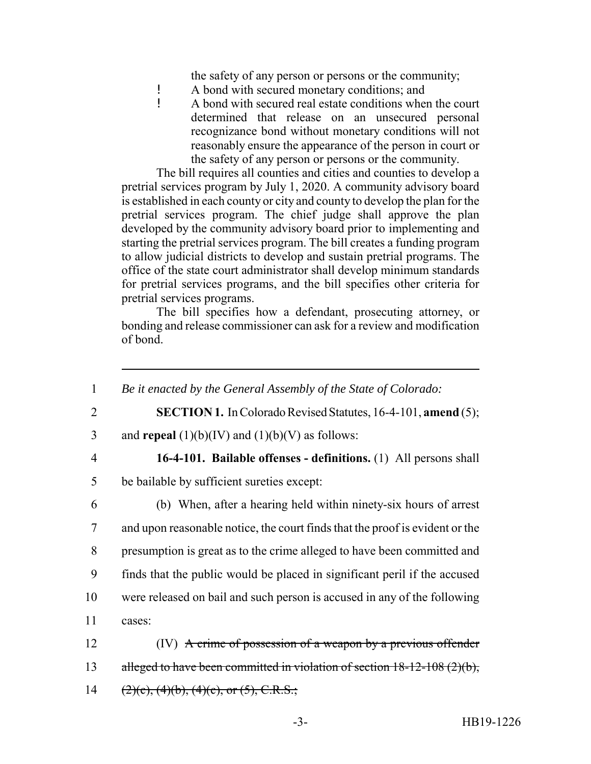the safety of any person or persons or the community;

- A bond with secured monetary conditions; and
- A bond with secured real estate conditions when the court determined that release on an unsecured personal recognizance bond without monetary conditions will not reasonably ensure the appearance of the person in court or the safety of any person or persons or the community.

The bill requires all counties and cities and counties to develop a pretrial services program by July 1, 2020. A community advisory board is established in each county or city and county to develop the plan for the pretrial services program. The chief judge shall approve the plan developed by the community advisory board prior to implementing and starting the pretrial services program. The bill creates a funding program to allow judicial districts to develop and sustain pretrial programs. The office of the state court administrator shall develop minimum standards for pretrial services programs, and the bill specifies other criteria for pretrial services programs.

The bill specifies how a defendant, prosecuting attorney, or bonding and release commissioner can ask for a review and modification of bond.

---

1 *Be it enacted by the General Assembly of the State of Colorado:*

2 **SECTION 1.** In Colorado Revised Statutes, 16-4-101, **amend** (5);

3 and **repeal** (1)(b)(IV) and (1)(b)(V) as follows:

4 **16-4-101. Bailable offenses - definitions.** (1) All persons shall

5 be bailable by sufficient sureties except:

6 (b) When, after a hearing held within ninety-six hours of arrest

7 and upon reasonable notice, the court finds that the proof is evident or the

8 presumption is great as to the crime alleged to have been committed and

9 finds that the public would be placed in significant peril if the accused

10 were released on bail and such person is accused in any of the following

11 cases:

12 (IV) ~~A crime of possession of a weapon by a previous offender~~

13 ~~alleged to have been committed in violation of section 18-12-108 (2)(b),~~

14 ~~(2)(c), (4)(b), (4)(c), or (5), C.R.S.;~~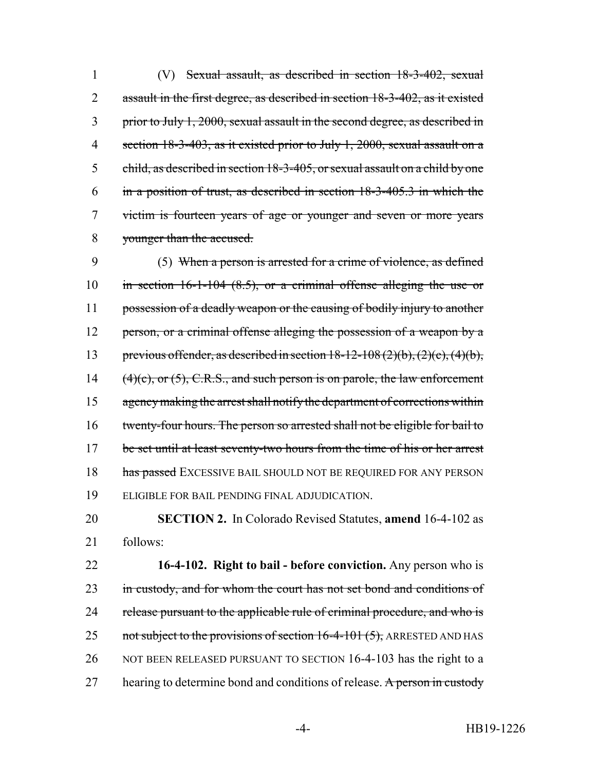(V) ~~Sexual assault, as described in section 18-3-402, sexual assault in the first degree, as described in section 18-3-402, as it existed prior to July 1, 2000, sexual assault in the second degree, as described in section 18-3-403, as it existed prior to July 1, 2000, sexual assault on a child, as described in section 18-3-405, or sexual assault on a child by one in a position of trust, as described in section 18-3-405.3 in which the victim is fourteen years of age or younger and seven or more years younger than the accused.~~

(5) ~~When a person is arrested for a crime of violence, as defined in section 16-1-104 (8.5), or a criminal offense alleging the use or possession of a deadly weapon or the causing of bodily injury to another person, or a criminal offense alleging the possession of a weapon by a previous offender, as described in section 18-12-108 (2)(b), (2)(c), (4)(b), (4)(c), or (5), C.R.S., and such person is on parole, the law enforcement agency making the arrest shall notify the department of corrections within twenty-four hours. The person so arrested shall not be eligible for bail to be set until at least seventy-two hours from the time of his or her arrest has passed~~ EXCESSIVE BAIL SHOULD NOT BE REQUIRED FOR ANY PERSON ELIGIBLE FOR BAIL PENDING FINAL ADJUDICATION.

**SECTION 2.** In Colorado Revised Statutes, **amend** 16-4-102 as follows:

**16-4-102. Right to bail - before conviction.** Any person who is ~~in custody, and for whom the court has not set bond and conditions of release pursuant to the applicable rule of criminal procedure, and who is not subject to the provisions of section 16-4-101 (5),~~ ARRESTED AND HAS NOT BEEN RELEASED PURSUANT TO SECTION 16-4-103 has the right to a hearing to determine bond and conditions of release. ~~A person in custody~~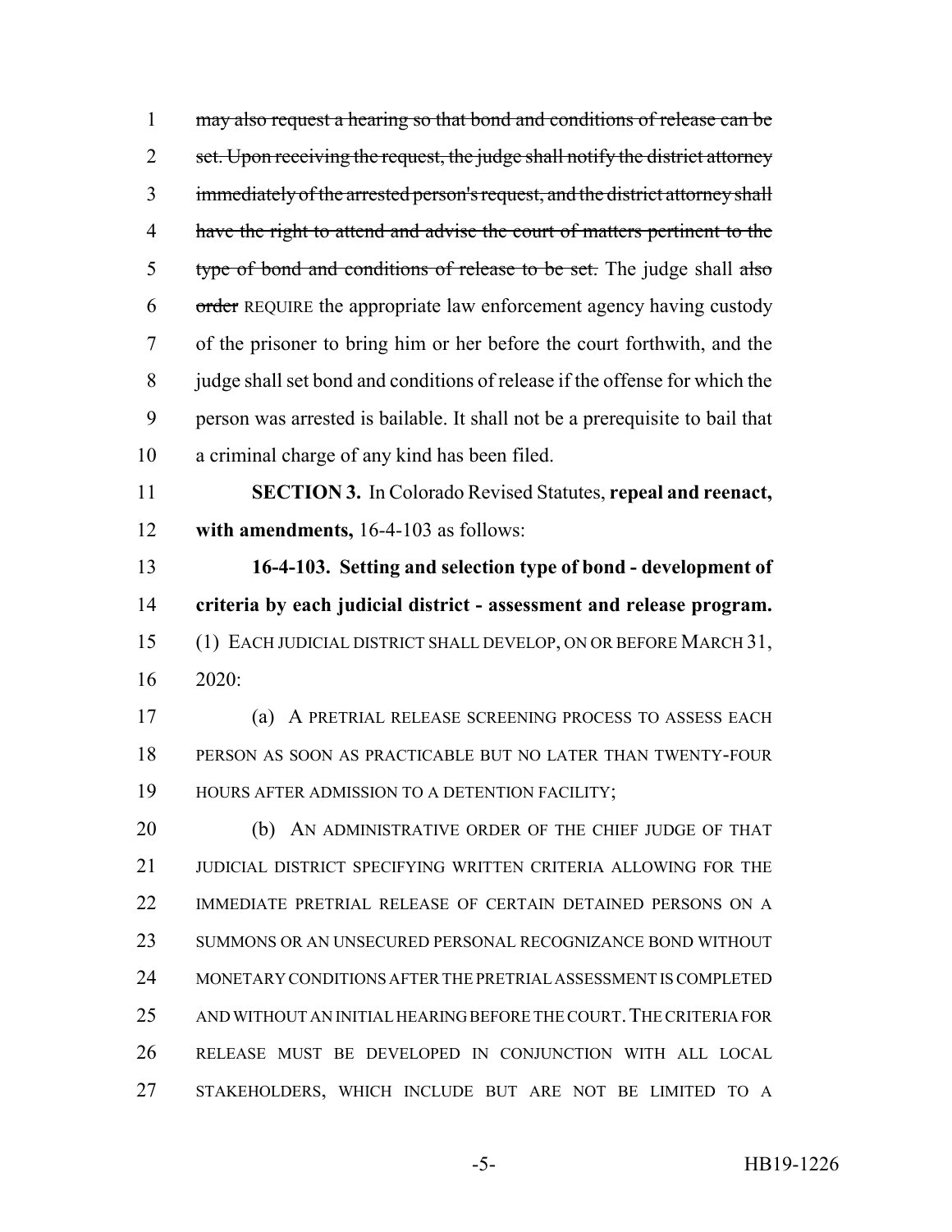1 ~~may also request a hearing so that bond and conditions of release can be~~
2 ~~set. Upon receiving the request, the judge shall notify the district attorney~~
3 ~~immediately of the arrested person's request, and the district attorney shall~~
4 ~~have the right to attend and advise the court of matters pertinent to the~~
5 ~~type of bond and conditions of release to be set.~~ The judge shall ~~also~~
6 ~~order~~ REQUIRE the appropriate law enforcement agency having custody
7 of the prisoner to bring him or her before the court forthwith, and the
8 judge shall set bond and conditions of release if the offense for which the
9 person was arrested is bailable. It shall not be a prerequisite to bail that
10 a criminal charge of any kind has been filed.

11 **SECTION 3.** In Colorado Revised Statutes, **repeal and reenact,**
12 **with amendments,** 16-4-103 as follows:

13 **16-4-103. Setting and selection type of bond - development of**
14 **criteria by each judicial district - assessment and release program.**
15 (1) EACH JUDICIAL DISTRICT SHALL DEVELOP, ON OR BEFORE MARCH 31,
16 2020:

17 (a) A PRETRIAL RELEASE SCREENING PROCESS TO ASSESS EACH
18 PERSON AS SOON AS PRACTICABLE BUT NO LATER THAN TWENTY-FOUR
19 HOURS AFTER ADMISSION TO A DETENTION FACILITY;

20 (b) AN ADMINISTRATIVE ORDER OF THE CHIEF JUDGE OF THAT
21 JUDICIAL DISTRICT SPECIFYING WRITTEN CRITERIA ALLOWING FOR THE
22 IMMEDIATE PRETRIAL RELEASE OF CERTAIN DETAINED PERSONS ON A
23 SUMMONS OR AN UNSECURED PERSONAL RECOGNIZANCE BOND WITHOUT
24 MONETARY CONDITIONS AFTER THE PRETRIAL ASSESSMENT IS COMPLETED
25 AND WITHOUT AN INITIAL HEARING BEFORE THE COURT. THE CRITERIA FOR
26 RELEASE MUST BE DEVELOPED IN CONJUNCTION WITH ALL LOCAL
27 STAKEHOLDERS, WHICH INCLUDE BUT ARE NOT BE LIMITED TO A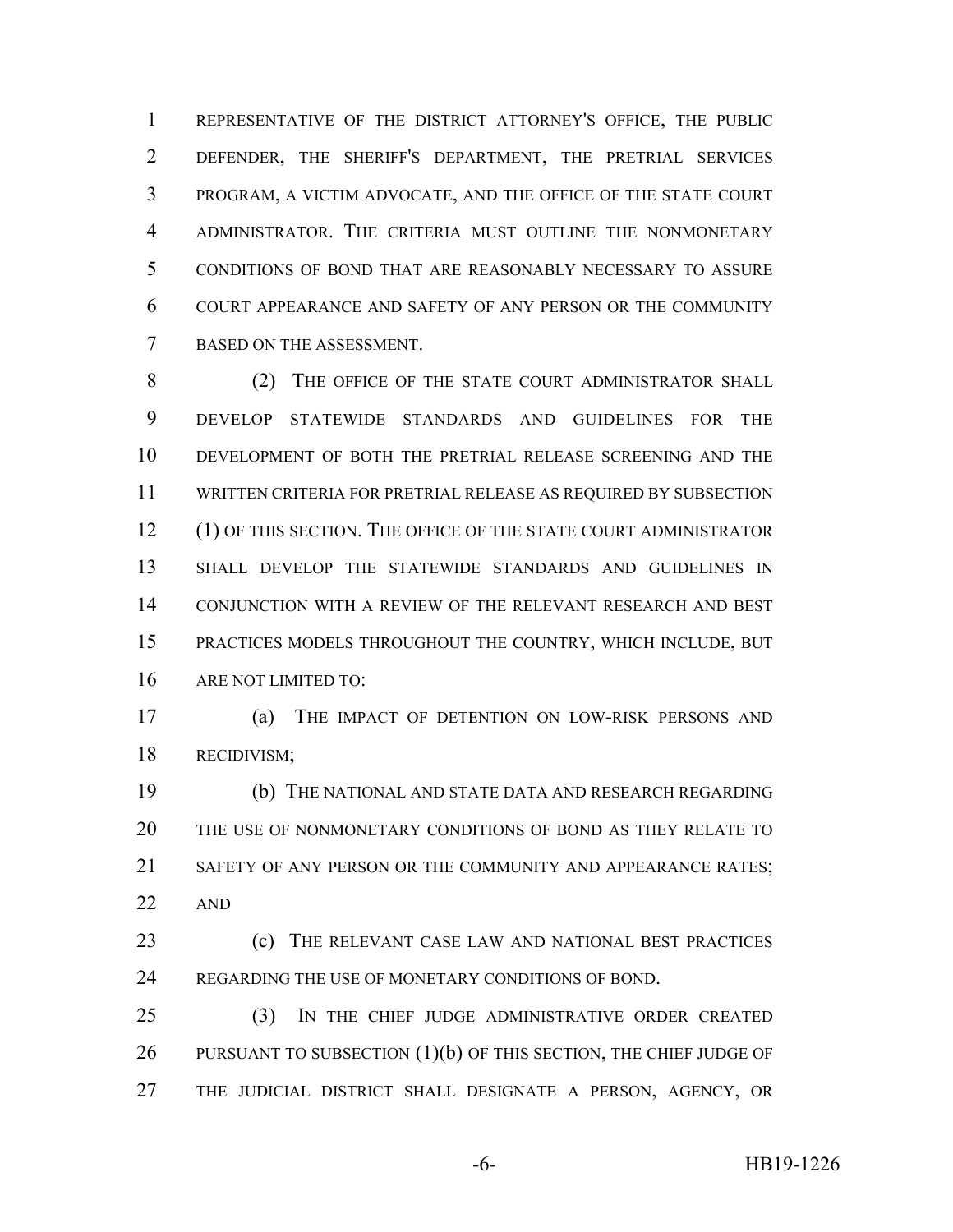REPRESENTATIVE OF THE DISTRICT ATTORNEY'S OFFICE, THE PUBLIC DEFENDER, THE SHERIFF'S DEPARTMENT, THE PRETRIAL SERVICES PROGRAM, A VICTIM ADVOCATE, AND THE OFFICE OF THE STATE COURT ADMINISTRATOR. THE CRITERIA MUST OUTLINE THE NONMONETARY CONDITIONS OF BOND THAT ARE REASONABLY NECESSARY TO ASSURE COURT APPEARANCE AND SAFETY OF ANY PERSON OR THE COMMUNITY BASED ON THE ASSESSMENT.

(2) THE OFFICE OF THE STATE COURT ADMINISTRATOR SHALL DEVELOP STATEWIDE STANDARDS AND GUIDELINES FOR THE DEVELOPMENT OF BOTH THE PRETRIAL RELEASE SCREENING AND THE WRITTEN CRITERIA FOR PRETRIAL RELEASE AS REQUIRED BY SUBSECTION (1) OF THIS SECTION. THE OFFICE OF THE STATE COURT ADMINISTRATOR SHALL DEVELOP THE STATEWIDE STANDARDS AND GUIDELINES IN CONJUNCTION WITH A REVIEW OF THE RELEVANT RESEARCH AND BEST PRACTICES MODELS THROUGHOUT THE COUNTRY, WHICH INCLUDE, BUT ARE NOT LIMITED TO:

(a) THE IMPACT OF DETENTION ON LOW-RISK PERSONS AND RECIDIVISM;

(b) THE NATIONAL AND STATE DATA AND RESEARCH REGARDING THE USE OF NONMONETARY CONDITIONS OF BOND AS THEY RELATE TO SAFETY OF ANY PERSON OR THE COMMUNITY AND APPEARANCE RATES; AND

(c) THE RELEVANT CASE LAW AND NATIONAL BEST PRACTICES REGARDING THE USE OF MONETARY CONDITIONS OF BOND.

(3) IN THE CHIEF JUDGE ADMINISTRATIVE ORDER CREATED PURSUANT TO SUBSECTION (1)(b) OF THIS SECTION, THE CHIEF JUDGE OF THE JUDICIAL DISTRICT SHALL DESIGNATE A PERSON, AGENCY, OR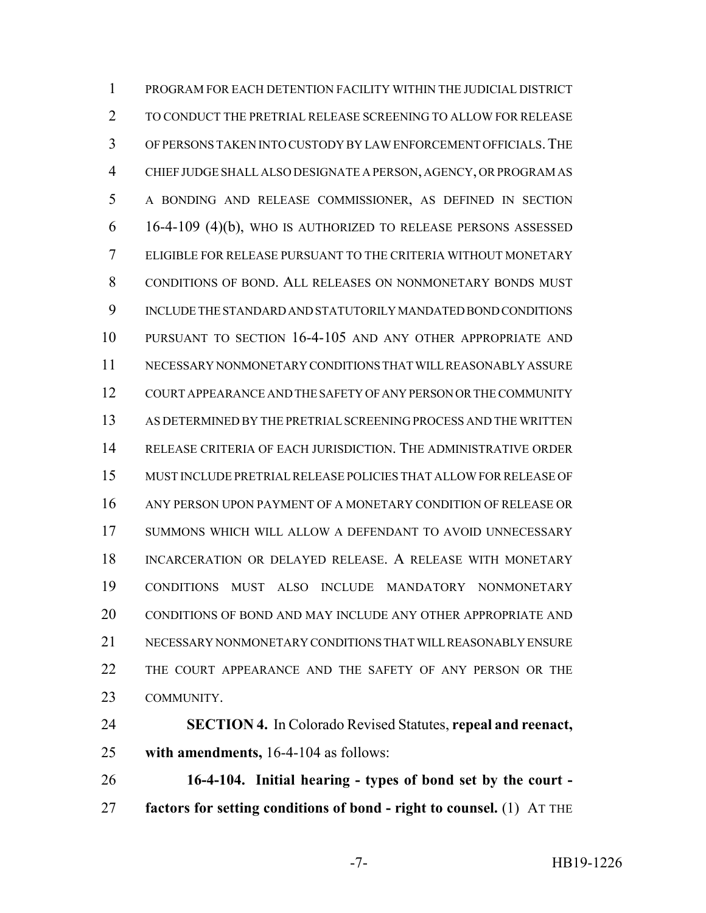PROGRAM FOR EACH DETENTION FACILITY WITHIN THE JUDICIAL DISTRICT TO CONDUCT THE PRETRIAL RELEASE SCREENING TO ALLOW FOR RELEASE OF PERSONS TAKEN INTO CUSTODY BY LAW ENFORCEMENT OFFICIALS. THE CHIEF JUDGE SHALL ALSO DESIGNATE A PERSON, AGENCY, OR PROGRAM AS A BONDING AND RELEASE COMMISSIONER, AS DEFINED IN SECTION 16-4-109 (4)(b), WHO IS AUTHORIZED TO RELEASE PERSONS ASSESSED ELIGIBLE FOR RELEASE PURSUANT TO THE CRITERIA WITHOUT MONETARY CONDITIONS OF BOND. ALL RELEASES ON NONMONETARY BONDS MUST INCLUDE THE STANDARD AND STATUTORILY MANDATED BOND CONDITIONS PURSUANT TO SECTION 16-4-105 AND ANY OTHER APPROPRIATE AND NECESSARY NONMONETARY CONDITIONS THAT WILL REASONABLY ASSURE COURT APPEARANCE AND THE SAFETY OF ANY PERSON OR THE COMMUNITY AS DETERMINED BY THE PRETRIAL SCREENING PROCESS AND THE WRITTEN RELEASE CRITERIA OF EACH JURISDICTION. THE ADMINISTRATIVE ORDER MUST INCLUDE PRETRIAL RELEASE POLICIES THAT ALLOW FOR RELEASE OF ANY PERSON UPON PAYMENT OF A MONETARY CONDITION OF RELEASE OR SUMMONS WHICH WILL ALLOW A DEFENDANT TO AVOID UNNECESSARY INCARCERATION OR DELAYED RELEASE. A RELEASE WITH MONETARY CONDITIONS MUST ALSO INCLUDE MANDATORY NONMONETARY CONDITIONS OF BOND AND MAY INCLUDE ANY OTHER APPROPRIATE AND NECESSARY NONMONETARY CONDITIONS THAT WILL REASONABLY ENSURE THE COURT APPEARANCE AND THE SAFETY OF ANY PERSON OR THE COMMUNITY.

**SECTION 4.** In Colorado Revised Statutes, **repeal and reenact, with amendments,** 16-4-104 as follows:

**16-4-104. Initial hearing - types of bond set by the court - factors for setting conditions of bond - right to counsel.** (1) AT THE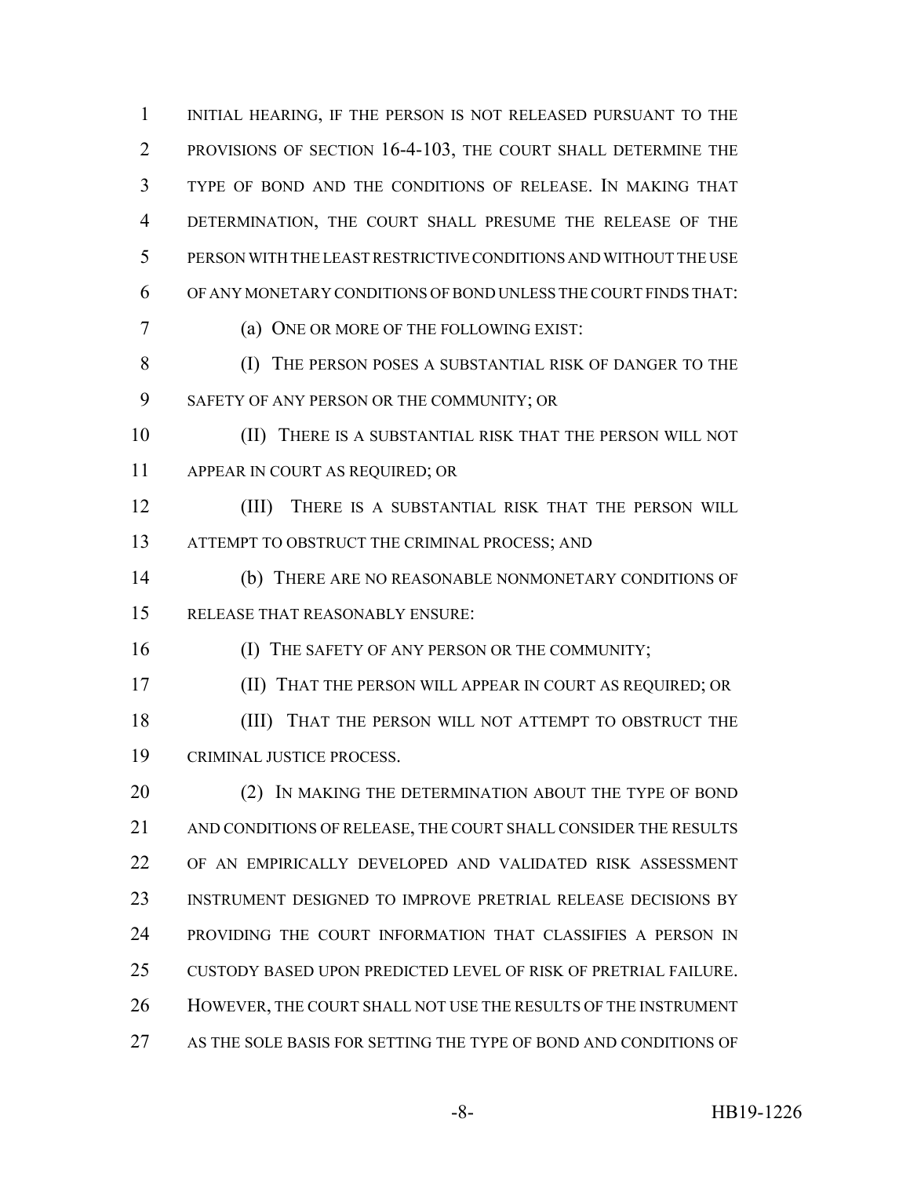INITIAL HEARING, IF THE PERSON IS NOT RELEASED PURSUANT TO THE PROVISIONS OF SECTION 16-4-103, THE COURT SHALL DETERMINE THE TYPE OF BOND AND THE CONDITIONS OF RELEASE. IN MAKING THAT DETERMINATION, THE COURT SHALL PRESUME THE RELEASE OF THE PERSON WITH THE LEAST RESTRICTIVE CONDITIONS AND WITHOUT THE USE OF ANY MONETARY CONDITIONS OF BOND UNLESS THE COURT FINDS THAT:

(a) ONE OR MORE OF THE FOLLOWING EXIST:

(I) THE PERSON POSES A SUBSTANTIAL RISK OF DANGER TO THE SAFETY OF ANY PERSON OR THE COMMUNITY; OR

(II) THERE IS A SUBSTANTIAL RISK THAT THE PERSON WILL NOT APPEAR IN COURT AS REQUIRED; OR

(III) THERE IS A SUBSTANTIAL RISK THAT THE PERSON WILL ATTEMPT TO OBSTRUCT THE CRIMINAL PROCESS; AND

(b) THERE ARE NO REASONABLE NONMONETARY CONDITIONS OF RELEASE THAT REASONABLY ENSURE:

(I) THE SAFETY OF ANY PERSON OR THE COMMUNITY;

(II) THAT THE PERSON WILL APPEAR IN COURT AS REQUIRED; OR

(III) THAT THE PERSON WILL NOT ATTEMPT TO OBSTRUCT THE CRIMINAL JUSTICE PROCESS.

(2) IN MAKING THE DETERMINATION ABOUT THE TYPE OF BOND AND CONDITIONS OF RELEASE, THE COURT SHALL CONSIDER THE RESULTS OF AN EMPIRICALLY DEVELOPED AND VALIDATED RISK ASSESSMENT INSTRUMENT DESIGNED TO IMPROVE PRETRIAL RELEASE DECISIONS BY PROVIDING THE COURT INFORMATION THAT CLASSIFIES A PERSON IN CUSTODY BASED UPON PREDICTED LEVEL OF RISK OF PRETRIAL FAILURE. HOWEVER, THE COURT SHALL NOT USE THE RESULTS OF THE INSTRUMENT AS THE SOLE BASIS FOR SETTING THE TYPE OF BOND AND CONDITIONS OF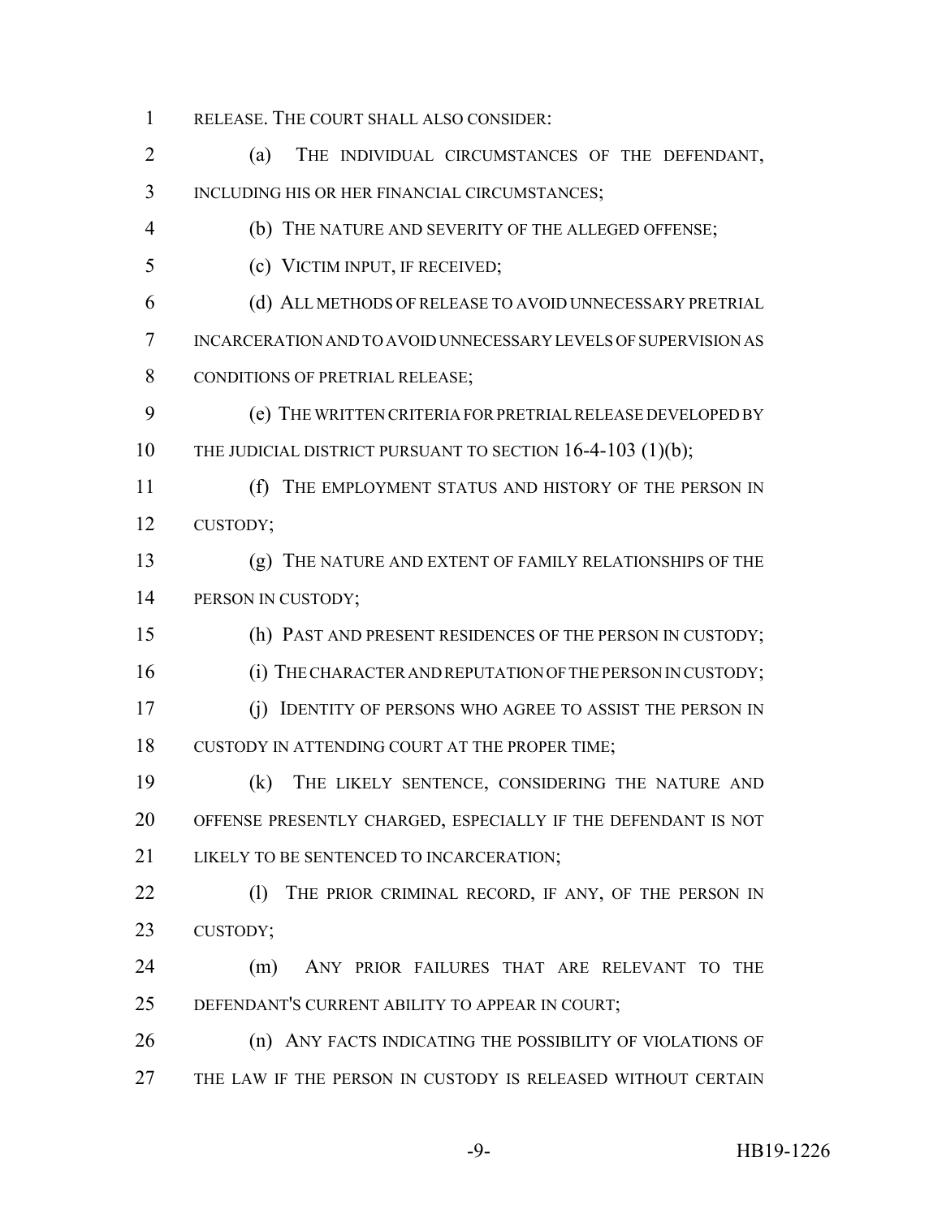RELEASE. THE COURT SHALL ALSO CONSIDER:

(a) THE INDIVIDUAL CIRCUMSTANCES OF THE DEFENDANT, INCLUDING HIS OR HER FINANCIAL CIRCUMSTANCES;

(b) THE NATURE AND SEVERITY OF THE ALLEGED OFFENSE;

(c) VICTIM INPUT, IF RECEIVED;

(d) ALL METHODS OF RELEASE TO AVOID UNNECESSARY PRETRIAL INCARCERATION AND TO AVOID UNNECESSARY LEVELS OF SUPERVISION AS CONDITIONS OF PRETRIAL RELEASE;

(e) THE WRITTEN CRITERIA FOR PRETRIAL RELEASE DEVELOPED BY THE JUDICIAL DISTRICT PURSUANT TO SECTION 16-4-103 (1)(b);

(f) THE EMPLOYMENT STATUS AND HISTORY OF THE PERSON IN CUSTODY;

(g) THE NATURE AND EXTENT OF FAMILY RELATIONSHIPS OF THE PERSON IN CUSTODY;

(h) PAST AND PRESENT RESIDENCES OF THE PERSON IN CUSTODY;

(i) THE CHARACTER AND REPUTATION OF THE PERSON IN CUSTODY;

(j) IDENTITY OF PERSONS WHO AGREE TO ASSIST THE PERSON IN CUSTODY IN ATTENDING COURT AT THE PROPER TIME;

(k) THE LIKELY SENTENCE, CONSIDERING THE NATURE AND OFFENSE PRESENTLY CHARGED, ESPECIALLY IF THE DEFENDANT IS NOT LIKELY TO BE SENTENCED TO INCARCERATION;

(l) THE PRIOR CRIMINAL RECORD, IF ANY, OF THE PERSON IN CUSTODY;

(m) ANY PRIOR FAILURES THAT ARE RELEVANT TO THE DEFENDANT'S CURRENT ABILITY TO APPEAR IN COURT;

(n) ANY FACTS INDICATING THE POSSIBILITY OF VIOLATIONS OF THE LAW IF THE PERSON IN CUSTODY IS RELEASED WITHOUT CERTAIN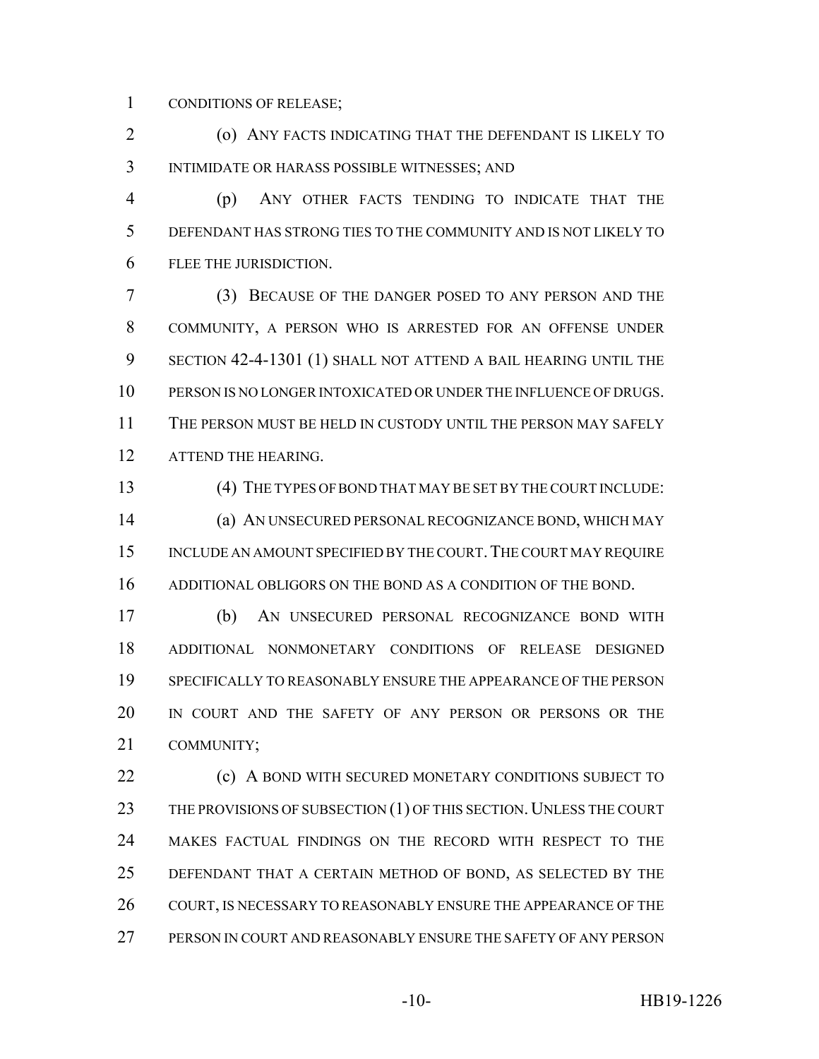CONDITIONS OF RELEASE;

(o) ANY FACTS INDICATING THAT THE DEFENDANT IS LIKELY TO INTIMIDATE OR HARASS POSSIBLE WITNESSES; AND

(p) ANY OTHER FACTS TENDING TO INDICATE THAT THE DEFENDANT HAS STRONG TIES TO THE COMMUNITY AND IS NOT LIKELY TO FLEE THE JURISDICTION.

(3) BECAUSE OF THE DANGER POSED TO ANY PERSON AND THE COMMUNITY, A PERSON WHO IS ARRESTED FOR AN OFFENSE UNDER SECTION 42-4-1301 (1) SHALL NOT ATTEND A BAIL HEARING UNTIL THE PERSON IS NO LONGER INTOXICATED OR UNDER THE INFLUENCE OF DRUGS. THE PERSON MUST BE HELD IN CUSTODY UNTIL THE PERSON MAY SAFELY ATTEND THE HEARING.

(4) THE TYPES OF BOND THAT MAY BE SET BY THE COURT INCLUDE:

(a) AN UNSECURED PERSONAL RECOGNIZANCE BOND, WHICH MAY INCLUDE AN AMOUNT SPECIFIED BY THE COURT. THE COURT MAY REQUIRE ADDITIONAL OBLIGORS ON THE BOND AS A CONDITION OF THE BOND.

(b) AN UNSECURED PERSONAL RECOGNIZANCE BOND WITH ADDITIONAL NONMONETARY CONDITIONS OF RELEASE DESIGNED SPECIFICALLY TO REASONABLY ENSURE THE APPEARANCE OF THE PERSON IN COURT AND THE SAFETY OF ANY PERSON OR PERSONS OR THE COMMUNITY;

(c) A BOND WITH SECURED MONETARY CONDITIONS SUBJECT TO THE PROVISIONS OF SUBSECTION (1) OF THIS SECTION. UNLESS THE COURT MAKES FACTUAL FINDINGS ON THE RECORD WITH RESPECT TO THE DEFENDANT THAT A CERTAIN METHOD OF BOND, AS SELECTED BY THE COURT, IS NECESSARY TO REASONABLY ENSURE THE APPEARANCE OF THE PERSON IN COURT AND REASONABLY ENSURE THE SAFETY OF ANY PERSON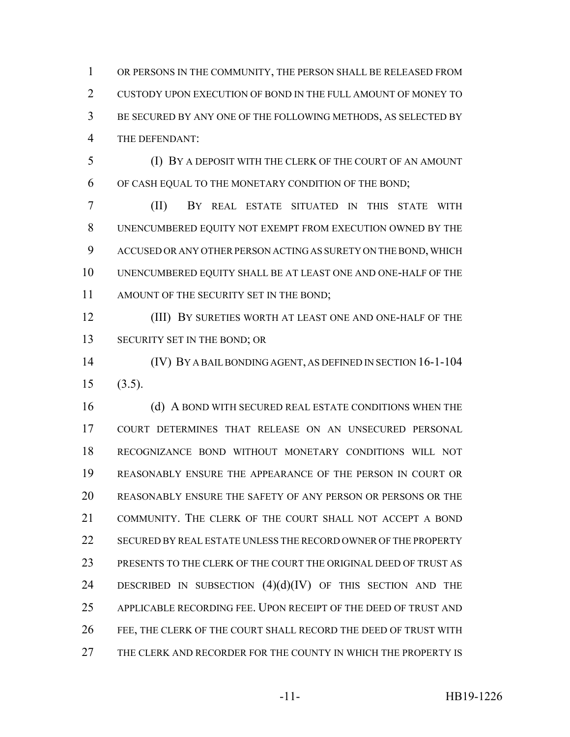OR PERSONS IN THE COMMUNITY, THE PERSON SHALL BE RELEASED FROM CUSTODY UPON EXECUTION OF BOND IN THE FULL AMOUNT OF MONEY TO BE SECURED BY ANY ONE OF THE FOLLOWING METHODS, AS SELECTED BY THE DEFENDANT:

(I) BY A DEPOSIT WITH THE CLERK OF THE COURT OF AN AMOUNT OF CASH EQUAL TO THE MONETARY CONDITION OF THE BOND;

(II) BY REAL ESTATE SITUATED IN THIS STATE WITH UNENCUMBERED EQUITY NOT EXEMPT FROM EXECUTION OWNED BY THE ACCUSED OR ANY OTHER PERSON ACTING AS SURETY ON THE BOND, WHICH UNENCUMBERED EQUITY SHALL BE AT LEAST ONE AND ONE-HALF OF THE AMOUNT OF THE SECURITY SET IN THE BOND;

(III) BY SURETIES WORTH AT LEAST ONE AND ONE-HALF OF THE SECURITY SET IN THE BOND; OR

(IV) BY A BAIL BONDING AGENT, AS DEFINED IN SECTION 16-1-104 (3.5).

(d) A BOND WITH SECURED REAL ESTATE CONDITIONS WHEN THE COURT DETERMINES THAT RELEASE ON AN UNSECURED PERSONAL RECOGNIZANCE BOND WITHOUT MONETARY CONDITIONS WILL NOT REASONABLY ENSURE THE APPEARANCE OF THE PERSON IN COURT OR REASONABLY ENSURE THE SAFETY OF ANY PERSON OR PERSONS OR THE COMMUNITY. THE CLERK OF THE COURT SHALL NOT ACCEPT A BOND SECURED BY REAL ESTATE UNLESS THE RECORD OWNER OF THE PROPERTY PRESENTS TO THE CLERK OF THE COURT THE ORIGINAL DEED OF TRUST AS DESCRIBED IN SUBSECTION (4)(d)(IV) OF THIS SECTION AND THE APPLICABLE RECORDING FEE. UPON RECEIPT OF THE DEED OF TRUST AND FEE, THE CLERK OF THE COURT SHALL RECORD THE DEED OF TRUST WITH THE CLERK AND RECORDER FOR THE COUNTY IN WHICH THE PROPERTY IS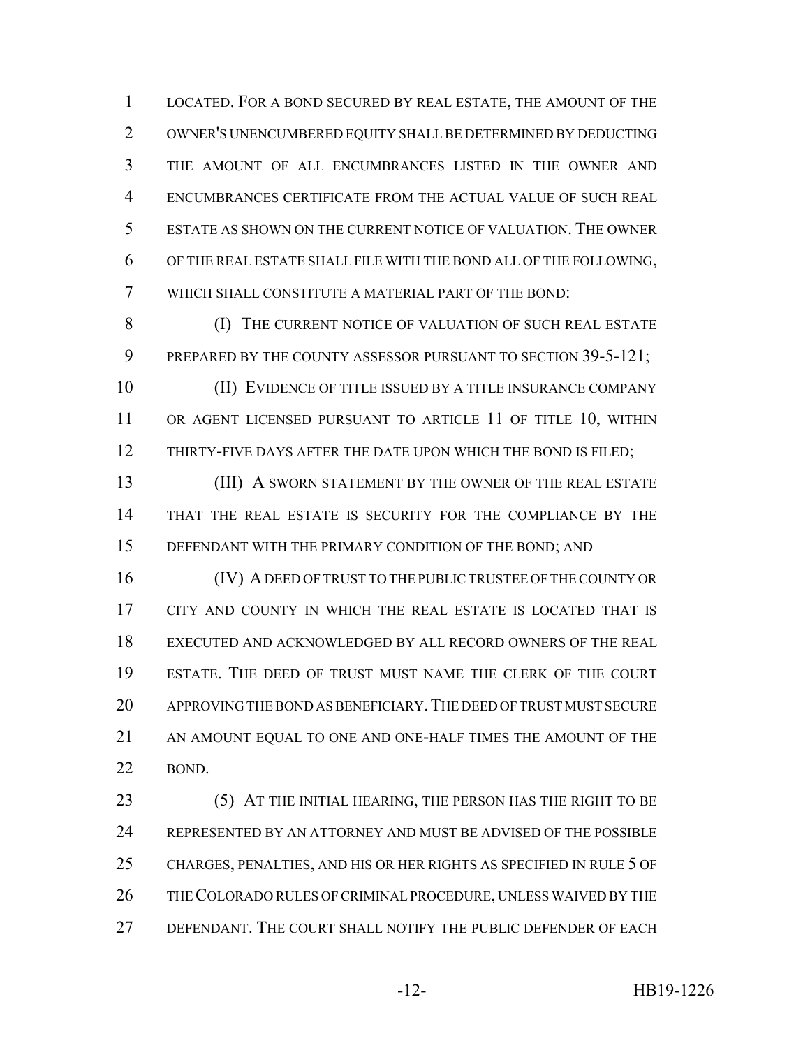LOCATED. FOR A BOND SECURED BY REAL ESTATE, THE AMOUNT OF THE OWNER'S UNENCUMBERED EQUITY SHALL BE DETERMINED BY DEDUCTING THE AMOUNT OF ALL ENCUMBRANCES LISTED IN THE OWNER AND ENCUMBRANCES CERTIFICATE FROM THE ACTUAL VALUE OF SUCH REAL ESTATE AS SHOWN ON THE CURRENT NOTICE OF VALUATION. THE OWNER OF THE REAL ESTATE SHALL FILE WITH THE BOND ALL OF THE FOLLOWING, WHICH SHALL CONSTITUTE A MATERIAL PART OF THE BOND:

(I) THE CURRENT NOTICE OF VALUATION OF SUCH REAL ESTATE PREPARED BY THE COUNTY ASSESSOR PURSUANT TO SECTION 39-5-121;

(II) EVIDENCE OF TITLE ISSUED BY A TITLE INSURANCE COMPANY OR AGENT LICENSED PURSUANT TO ARTICLE 11 OF TITLE 10, WITHIN THIRTY-FIVE DAYS AFTER THE DATE UPON WHICH THE BOND IS FILED;

(III) A SWORN STATEMENT BY THE OWNER OF THE REAL ESTATE THAT THE REAL ESTATE IS SECURITY FOR THE COMPLIANCE BY THE DEFENDANT WITH THE PRIMARY CONDITION OF THE BOND; AND

(IV) A DEED OF TRUST TO THE PUBLIC TRUSTEE OF THE COUNTY OR CITY AND COUNTY IN WHICH THE REAL ESTATE IS LOCATED THAT IS EXECUTED AND ACKNOWLEDGED BY ALL RECORD OWNERS OF THE REAL ESTATE. THE DEED OF TRUST MUST NAME THE CLERK OF THE COURT APPROVING THE BOND AS BENEFICIARY. THE DEED OF TRUST MUST SECURE AN AMOUNT EQUAL TO ONE AND ONE-HALF TIMES THE AMOUNT OF THE BOND.

(5) AT THE INITIAL HEARING, THE PERSON HAS THE RIGHT TO BE REPRESENTED BY AN ATTORNEY AND MUST BE ADVISED OF THE POSSIBLE CHARGES, PENALTIES, AND HIS OR HER RIGHTS AS SPECIFIED IN RULE 5 OF THE COLORADO RULES OF CRIMINAL PROCEDURE, UNLESS WAIVED BY THE DEFENDANT. THE COURT SHALL NOTIFY THE PUBLIC DEFENDER OF EACH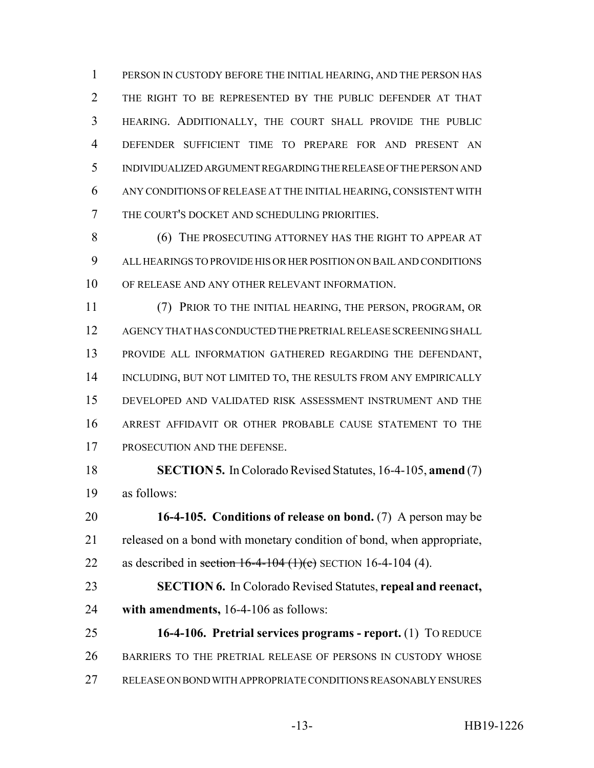PERSON IN CUSTODY BEFORE THE INITIAL HEARING, AND THE PERSON HAS THE RIGHT TO BE REPRESENTED BY THE PUBLIC DEFENDER AT THAT HEARING. ADDITIONALLY, THE COURT SHALL PROVIDE THE PUBLIC DEFENDER SUFFICIENT TIME TO PREPARE FOR AND PRESENT AN INDIVIDUALIZED ARGUMENT REGARDING THE RELEASE OF THE PERSON AND ANY CONDITIONS OF RELEASE AT THE INITIAL HEARING, CONSISTENT WITH THE COURT'S DOCKET AND SCHEDULING PRIORITIES.

(6) THE PROSECUTING ATTORNEY HAS THE RIGHT TO APPEAR AT ALL HEARINGS TO PROVIDE HIS OR HER POSITION ON BAIL AND CONDITIONS OF RELEASE AND ANY OTHER RELEVANT INFORMATION.

(7) PRIOR TO THE INITIAL HEARING, THE PERSON, PROGRAM, OR AGENCY THAT HAS CONDUCTED THE PRETRIAL RELEASE SCREENING SHALL PROVIDE ALL INFORMATION GATHERED REGARDING THE DEFENDANT, INCLUDING, BUT NOT LIMITED TO, THE RESULTS FROM ANY EMPIRICALLY DEVELOPED AND VALIDATED RISK ASSESSMENT INSTRUMENT AND THE ARREST AFFIDAVIT OR OTHER PROBABLE CAUSE STATEMENT TO THE PROSECUTION AND THE DEFENSE.

**SECTION 5.** In Colorado Revised Statutes, 16-4-105, **amend** (7) as follows:

**16-4-105. Conditions of release on bond.** (7) A person may be released on a bond with monetary condition of bond, when appropriate, as described in ~~section 16-4-104 (1)(c)~~ SECTION 16-4-104 (4).

**SECTION 6.** In Colorado Revised Statutes, **repeal and reenact, with amendments,** 16-4-106 as follows:

**16-4-106. Pretrial services programs - report.** (1) TO REDUCE BARRIERS TO THE PRETRIAL RELEASE OF PERSONS IN CUSTODY WHOSE RELEASE ON BOND WITH APPROPRIATE CONDITIONS REASONABLY ENSURES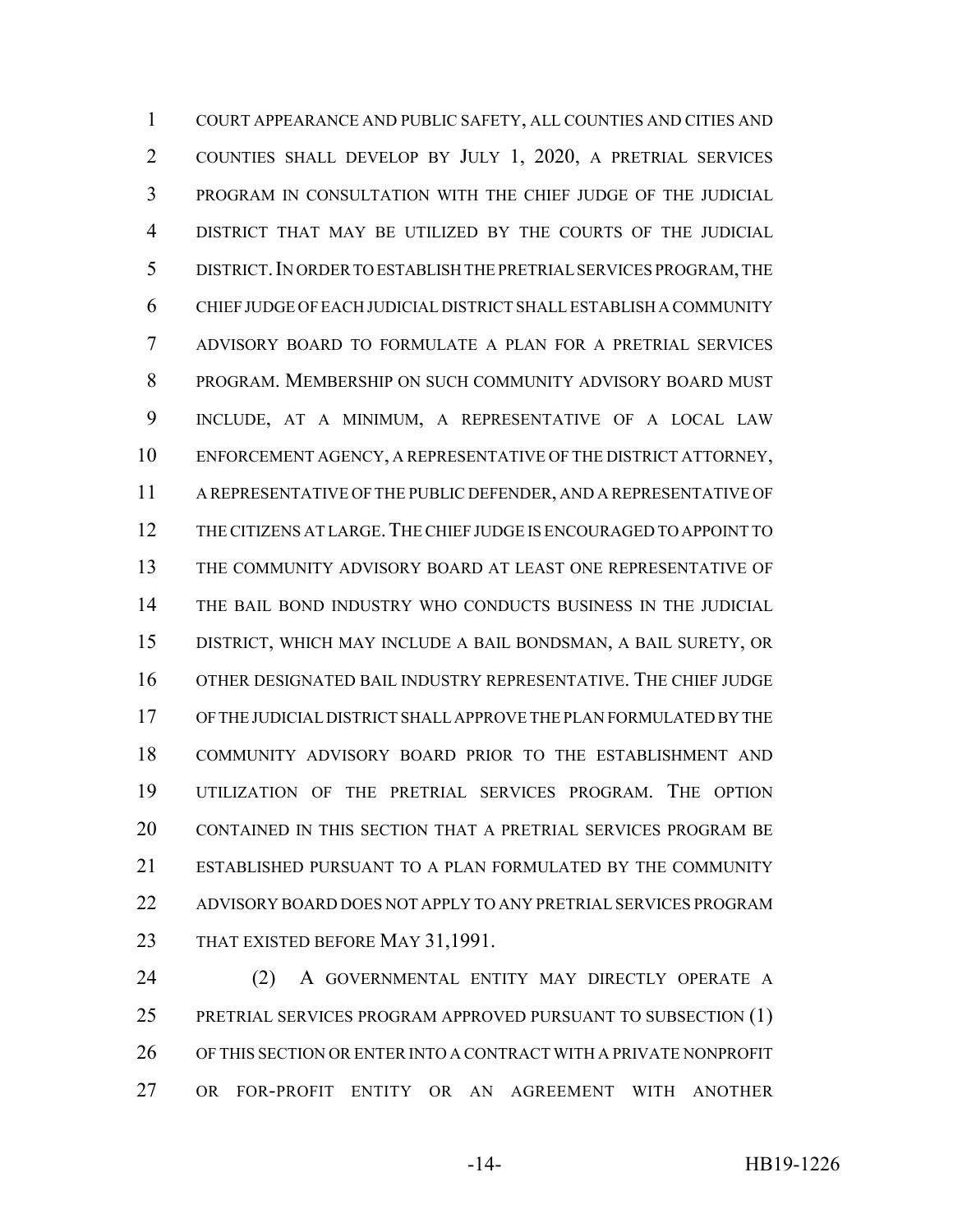COURT APPEARANCE AND PUBLIC SAFETY, ALL COUNTIES AND CITIES AND COUNTIES SHALL DEVELOP BY JULY 1, 2020, A PRETRIAL SERVICES PROGRAM IN CONSULTATION WITH THE CHIEF JUDGE OF THE JUDICIAL DISTRICT THAT MAY BE UTILIZED BY THE COURTS OF THE JUDICIAL DISTRICT. IN ORDER TO ESTABLISH THE PRETRIAL SERVICES PROGRAM, THE CHIEF JUDGE OF EACH JUDICIAL DISTRICT SHALL ESTABLISH A COMMUNITY ADVISORY BOARD TO FORMULATE A PLAN FOR A PRETRIAL SERVICES PROGRAM. MEMBERSHIP ON SUCH COMMUNITY ADVISORY BOARD MUST INCLUDE, AT A MINIMUM, A REPRESENTATIVE OF A LOCAL LAW ENFORCEMENT AGENCY, A REPRESENTATIVE OF THE DISTRICT ATTORNEY, A REPRESENTATIVE OF THE PUBLIC DEFENDER, AND A REPRESENTATIVE OF THE CITIZENS AT LARGE. THE CHIEF JUDGE IS ENCOURAGED TO APPOINT TO THE COMMUNITY ADVISORY BOARD AT LEAST ONE REPRESENTATIVE OF THE BAIL BOND INDUSTRY WHO CONDUCTS BUSINESS IN THE JUDICIAL DISTRICT, WHICH MAY INCLUDE A BAIL BONDSMAN, A BAIL SURETY, OR OTHER DESIGNATED BAIL INDUSTRY REPRESENTATIVE. THE CHIEF JUDGE OF THE JUDICIAL DISTRICT SHALL APPROVE THE PLAN FORMULATED BY THE COMMUNITY ADVISORY BOARD PRIOR TO THE ESTABLISHMENT AND UTILIZATION OF THE PRETRIAL SERVICES PROGRAM. THE OPTION CONTAINED IN THIS SECTION THAT A PRETRIAL SERVICES PROGRAM BE ESTABLISHED PURSUANT TO A PLAN FORMULATED BY THE COMMUNITY ADVISORY BOARD DOES NOT APPLY TO ANY PRETRIAL SERVICES PROGRAM THAT EXISTED BEFORE MAY 31,1991.

(2) A GOVERNMENTAL ENTITY MAY DIRECTLY OPERATE A PRETRIAL SERVICES PROGRAM APPROVED PURSUANT TO SUBSECTION (1) OF THIS SECTION OR ENTER INTO A CONTRACT WITH A PRIVATE NONPROFIT OR FOR-PROFIT ENTITY OR AN AGREEMENT WITH ANOTHER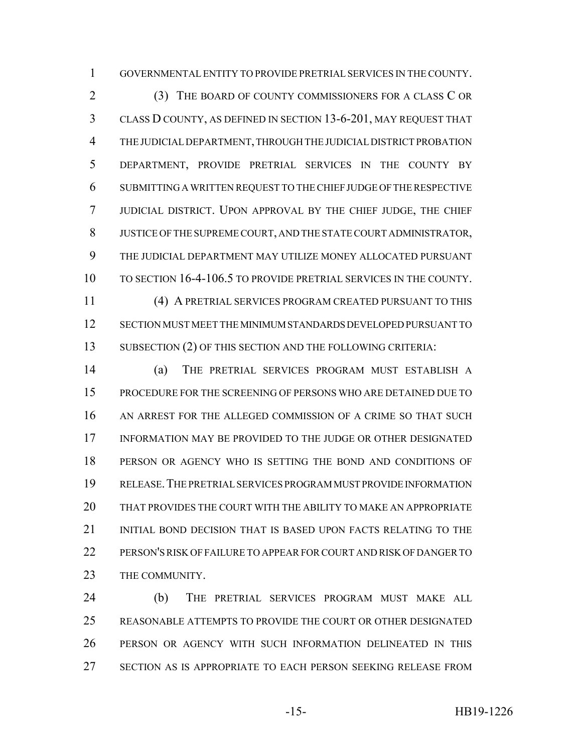GOVERNMENTAL ENTITY TO PROVIDE PRETRIAL SERVICES IN THE COUNTY.

(3) THE BOARD OF COUNTY COMMISSIONERS FOR A CLASS C OR CLASS D COUNTY, AS DEFINED IN SECTION 13-6-201, MAY REQUEST THAT THE JUDICIAL DEPARTMENT, THROUGH THE JUDICIAL DISTRICT PROBATION DEPARTMENT, PROVIDE PRETRIAL SERVICES IN THE COUNTY BY SUBMITTING A WRITTEN REQUEST TO THE CHIEF JUDGE OF THE RESPECTIVE JUDICIAL DISTRICT. UPON APPROVAL BY THE CHIEF JUDGE, THE CHIEF JUSTICE OF THE SUPREME COURT, AND THE STATE COURT ADMINISTRATOR, THE JUDICIAL DEPARTMENT MAY UTILIZE MONEY ALLOCATED PURSUANT TO SECTION 16-4-106.5 TO PROVIDE PRETRIAL SERVICES IN THE COUNTY.

(4) A PRETRIAL SERVICES PROGRAM CREATED PURSUANT TO THIS SECTION MUST MEET THE MINIMUM STANDARDS DEVELOPED PURSUANT TO SUBSECTION (2) OF THIS SECTION AND THE FOLLOWING CRITERIA:

(a) THE PRETRIAL SERVICES PROGRAM MUST ESTABLISH A PROCEDURE FOR THE SCREENING OF PERSONS WHO ARE DETAINED DUE TO AN ARREST FOR THE ALLEGED COMMISSION OF A CRIME SO THAT SUCH INFORMATION MAY BE PROVIDED TO THE JUDGE OR OTHER DESIGNATED PERSON OR AGENCY WHO IS SETTING THE BOND AND CONDITIONS OF RELEASE. THE PRETRIAL SERVICES PROGRAM MUST PROVIDE INFORMATION THAT PROVIDES THE COURT WITH THE ABILITY TO MAKE AN APPROPRIATE INITIAL BOND DECISION THAT IS BASED UPON FACTS RELATING TO THE PERSON'S RISK OF FAILURE TO APPEAR FOR COURT AND RISK OF DANGER TO THE COMMUNITY.

(b) THE PRETRIAL SERVICES PROGRAM MUST MAKE ALL REASONABLE ATTEMPTS TO PROVIDE THE COURT OR OTHER DESIGNATED PERSON OR AGENCY WITH SUCH INFORMATION DELINEATED IN THIS SECTION AS IS APPROPRIATE TO EACH PERSON SEEKING RELEASE FROM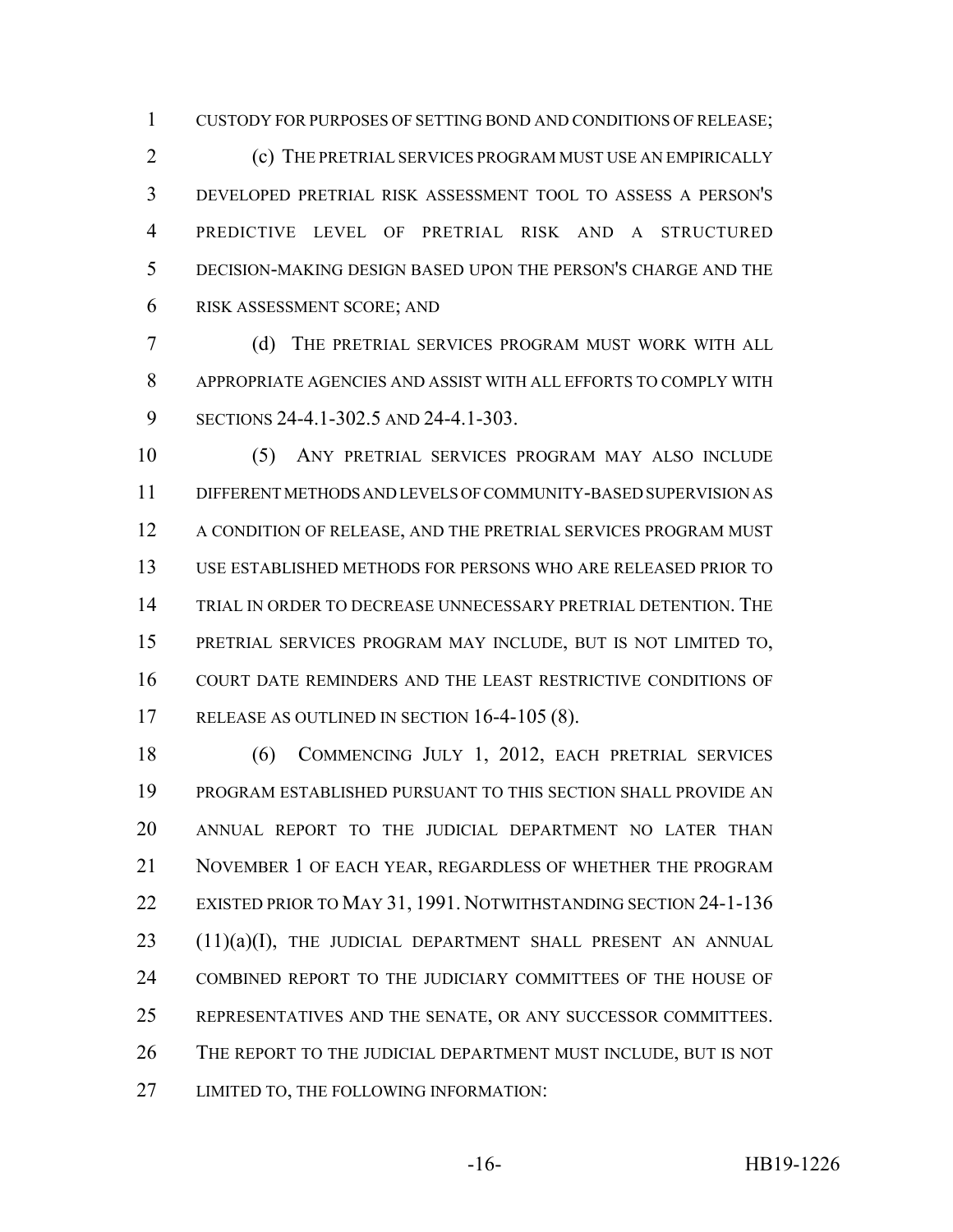CUSTODY FOR PURPOSES OF SETTING BOND AND CONDITIONS OF RELEASE;

(c) THE PRETRIAL SERVICES PROGRAM MUST USE AN EMPIRICALLY DEVELOPED PRETRIAL RISK ASSESSMENT TOOL TO ASSESS A PERSON'S PREDICTIVE LEVEL OF PRETRIAL RISK AND A STRUCTURED DECISION-MAKING DESIGN BASED UPON THE PERSON'S CHARGE AND THE RISK ASSESSMENT SCORE; AND

(d) THE PRETRIAL SERVICES PROGRAM MUST WORK WITH ALL APPROPRIATE AGENCIES AND ASSIST WITH ALL EFFORTS TO COMPLY WITH SECTIONS 24-4.1-302.5 AND 24-4.1-303.

(5) ANY PRETRIAL SERVICES PROGRAM MAY ALSO INCLUDE DIFFERENT METHODS AND LEVELS OF COMMUNITY-BASED SUPERVISION AS A CONDITION OF RELEASE, AND THE PRETRIAL SERVICES PROGRAM MUST USE ESTABLISHED METHODS FOR PERSONS WHO ARE RELEASED PRIOR TO TRIAL IN ORDER TO DECREASE UNNECESSARY PRETRIAL DETENTION. THE PRETRIAL SERVICES PROGRAM MAY INCLUDE, BUT IS NOT LIMITED TO, COURT DATE REMINDERS AND THE LEAST RESTRICTIVE CONDITIONS OF RELEASE AS OUTLINED IN SECTION 16-4-105 (8).

(6) COMMENCING JULY 1, 2012, EACH PRETRIAL SERVICES PROGRAM ESTABLISHED PURSUANT TO THIS SECTION SHALL PROVIDE AN ANNUAL REPORT TO THE JUDICIAL DEPARTMENT NO LATER THAN NOVEMBER 1 OF EACH YEAR, REGARDLESS OF WHETHER THE PROGRAM EXISTED PRIOR TO MAY 31, 1991. NOTWITHSTANDING SECTION 24-1-136 (11)(a)(I), THE JUDICIAL DEPARTMENT SHALL PRESENT AN ANNUAL COMBINED REPORT TO THE JUDICIARY COMMITTEES OF THE HOUSE OF REPRESENTATIVES AND THE SENATE, OR ANY SUCCESSOR COMMITTEES. THE REPORT TO THE JUDICIAL DEPARTMENT MUST INCLUDE, BUT IS NOT LIMITED TO, THE FOLLOWING INFORMATION: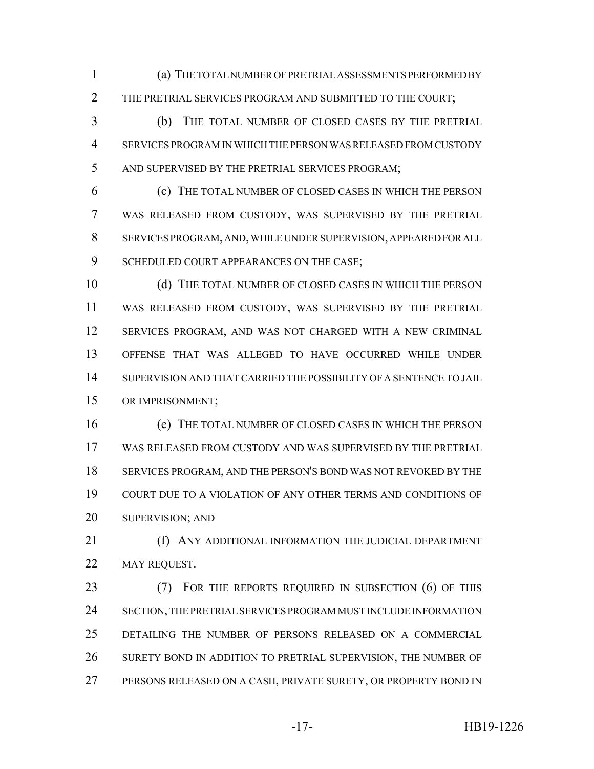(a) THE TOTAL NUMBER OF PRETRIAL ASSESSMENTS PERFORMED BY THE PRETRIAL SERVICES PROGRAM AND SUBMITTED TO THE COURT;

(b) THE TOTAL NUMBER OF CLOSED CASES BY THE PRETRIAL SERVICES PROGRAM IN WHICH THE PERSON WAS RELEASED FROM CUSTODY AND SUPERVISED BY THE PRETRIAL SERVICES PROGRAM;

(c) THE TOTAL NUMBER OF CLOSED CASES IN WHICH THE PERSON WAS RELEASED FROM CUSTODY, WAS SUPERVISED BY THE PRETRIAL SERVICES PROGRAM, AND, WHILE UNDER SUPERVISION, APPEARED FOR ALL SCHEDULED COURT APPEARANCES ON THE CASE;

(d) THE TOTAL NUMBER OF CLOSED CASES IN WHICH THE PERSON WAS RELEASED FROM CUSTODY, WAS SUPERVISED BY THE PRETRIAL SERVICES PROGRAM, AND WAS NOT CHARGED WITH A NEW CRIMINAL OFFENSE THAT WAS ALLEGED TO HAVE OCCURRED WHILE UNDER SUPERVISION AND THAT CARRIED THE POSSIBILITY OF A SENTENCE TO JAIL OR IMPRISONMENT;

(e) THE TOTAL NUMBER OF CLOSED CASES IN WHICH THE PERSON WAS RELEASED FROM CUSTODY AND WAS SUPERVISED BY THE PRETRIAL SERVICES PROGRAM, AND THE PERSON'S BOND WAS NOT REVOKED BY THE COURT DUE TO A VIOLATION OF ANY OTHER TERMS AND CONDITIONS OF SUPERVISION; AND

(f) ANY ADDITIONAL INFORMATION THE JUDICIAL DEPARTMENT MAY REQUEST.

(7) FOR THE REPORTS REQUIRED IN SUBSECTION (6) OF THIS SECTION, THE PRETRIAL SERVICES PROGRAM MUST INCLUDE INFORMATION DETAILING THE NUMBER OF PERSONS RELEASED ON A COMMERCIAL SURETY BOND IN ADDITION TO PRETRIAL SUPERVISION, THE NUMBER OF PERSONS RELEASED ON A CASH, PRIVATE SURETY, OR PROPERTY BOND IN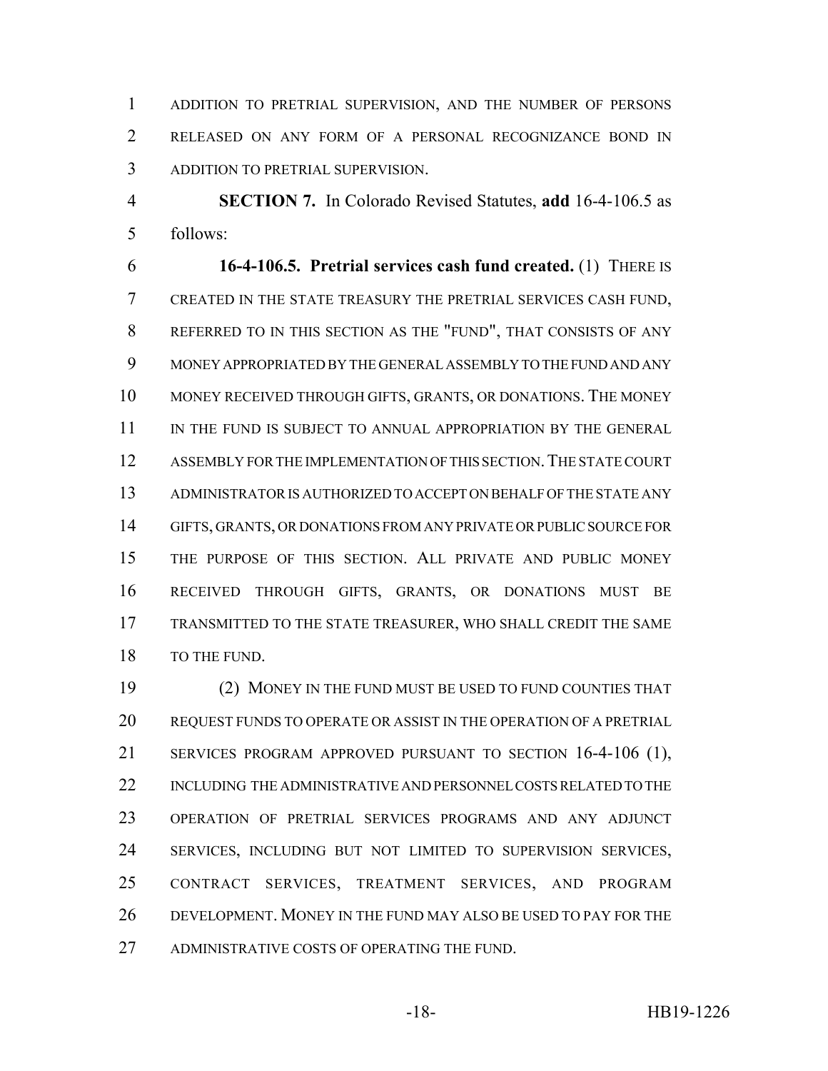ADDITION TO PRETRIAL SUPERVISION, AND THE NUMBER OF PERSONS RELEASED ON ANY FORM OF A PERSONAL RECOGNIZANCE BOND IN ADDITION TO PRETRIAL SUPERVISION.

**SECTION 7.** In Colorado Revised Statutes, **add** 16-4-106.5 as follows:

**16-4-106.5. Pretrial services cash fund created.** (1) THERE IS CREATED IN THE STATE TREASURY THE PRETRIAL SERVICES CASH FUND, REFERRED TO IN THIS SECTION AS THE "FUND", THAT CONSISTS OF ANY MONEY APPROPRIATED BY THE GENERAL ASSEMBLY TO THE FUND AND ANY MONEY RECEIVED THROUGH GIFTS, GRANTS, OR DONATIONS. THE MONEY IN THE FUND IS SUBJECT TO ANNUAL APPROPRIATION BY THE GENERAL ASSEMBLY FOR THE IMPLEMENTATION OF THIS SECTION. THE STATE COURT ADMINISTRATOR IS AUTHORIZED TO ACCEPT ON BEHALF OF THE STATE ANY GIFTS, GRANTS, OR DONATIONS FROM ANY PRIVATE OR PUBLIC SOURCE FOR THE PURPOSE OF THIS SECTION. ALL PRIVATE AND PUBLIC MONEY RECEIVED THROUGH GIFTS, GRANTS, OR DONATIONS MUST BE TRANSMITTED TO THE STATE TREASURER, WHO SHALL CREDIT THE SAME TO THE FUND.

(2) MONEY IN THE FUND MUST BE USED TO FUND COUNTIES THAT REQUEST FUNDS TO OPERATE OR ASSIST IN THE OPERATION OF A PRETRIAL SERVICES PROGRAM APPROVED PURSUANT TO SECTION 16-4-106 (1), INCLUDING THE ADMINISTRATIVE AND PERSONNEL COSTS RELATED TO THE OPERATION OF PRETRIAL SERVICES PROGRAMS AND ANY ADJUNCT SERVICES, INCLUDING BUT NOT LIMITED TO SUPERVISION SERVICES, CONTRACT SERVICES, TREATMENT SERVICES, AND PROGRAM DEVELOPMENT. MONEY IN THE FUND MAY ALSO BE USED TO PAY FOR THE ADMINISTRATIVE COSTS OF OPERATING THE FUND.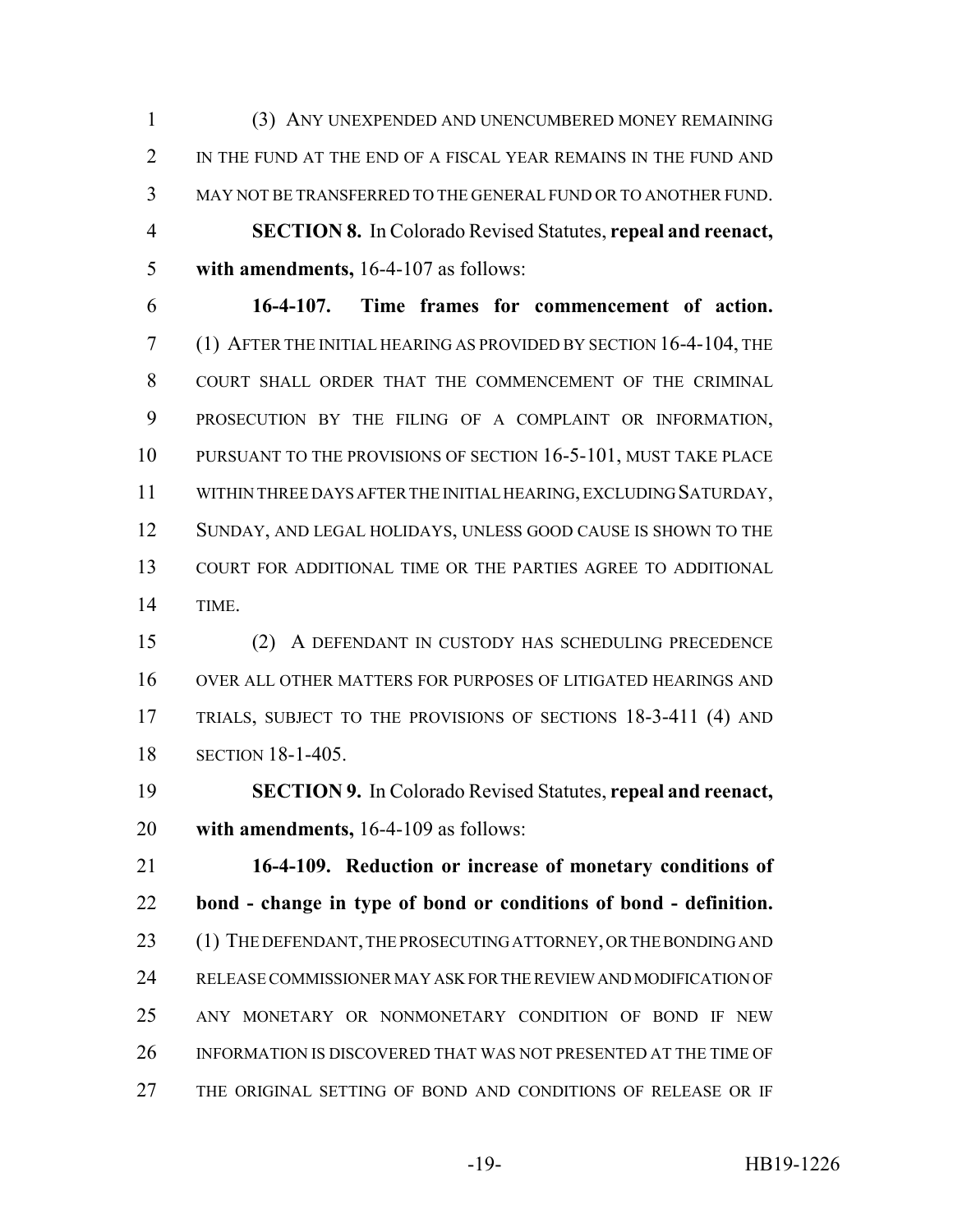(3) ANY UNEXPENDED AND UNENCUMBERED MONEY REMAINING IN THE FUND AT THE END OF A FISCAL YEAR REMAINS IN THE FUND AND MAY NOT BE TRANSFERRED TO THE GENERAL FUND OR TO ANOTHER FUND.

**SECTION 8.** In Colorado Revised Statutes, **repeal and reenact, with amendments,** 16-4-107 as follows:

**16-4-107. Time frames for commencement of action.** (1) AFTER THE INITIAL HEARING AS PROVIDED BY SECTION 16-4-104, THE COURT SHALL ORDER THAT THE COMMENCEMENT OF THE CRIMINAL PROSECUTION BY THE FILING OF A COMPLAINT OR INFORMATION, PURSUANT TO THE PROVISIONS OF SECTION 16-5-101, MUST TAKE PLACE WITHIN THREE DAYS AFTER THE INITIAL HEARING, EXCLUDING SATURDAY, SUNDAY, AND LEGAL HOLIDAYS, UNLESS GOOD CAUSE IS SHOWN TO THE COURT FOR ADDITIONAL TIME OR THE PARTIES AGREE TO ADDITIONAL TIME.

(2) A DEFENDANT IN CUSTODY HAS SCHEDULING PRECEDENCE OVER ALL OTHER MATTERS FOR PURPOSES OF LITIGATED HEARINGS AND TRIALS, SUBJECT TO THE PROVISIONS OF SECTIONS 18-3-411 (4) AND SECTION 18-1-405.

**SECTION 9.** In Colorado Revised Statutes, **repeal and reenact, with amendments,** 16-4-109 as follows:

**16-4-109. Reduction or increase of monetary conditions of bond - change in type of bond or conditions of bond - definition.** (1) THE DEFENDANT, THE PROSECUTING ATTORNEY, OR THE BONDING AND RELEASE COMMISSIONER MAY ASK FOR THE REVIEW AND MODIFICATION OF ANY MONETARY OR NONMONETARY CONDITION OF BOND IF NEW INFORMATION IS DISCOVERED THAT WAS NOT PRESENTED AT THE TIME OF THE ORIGINAL SETTING OF BOND AND CONDITIONS OF RELEASE OR IF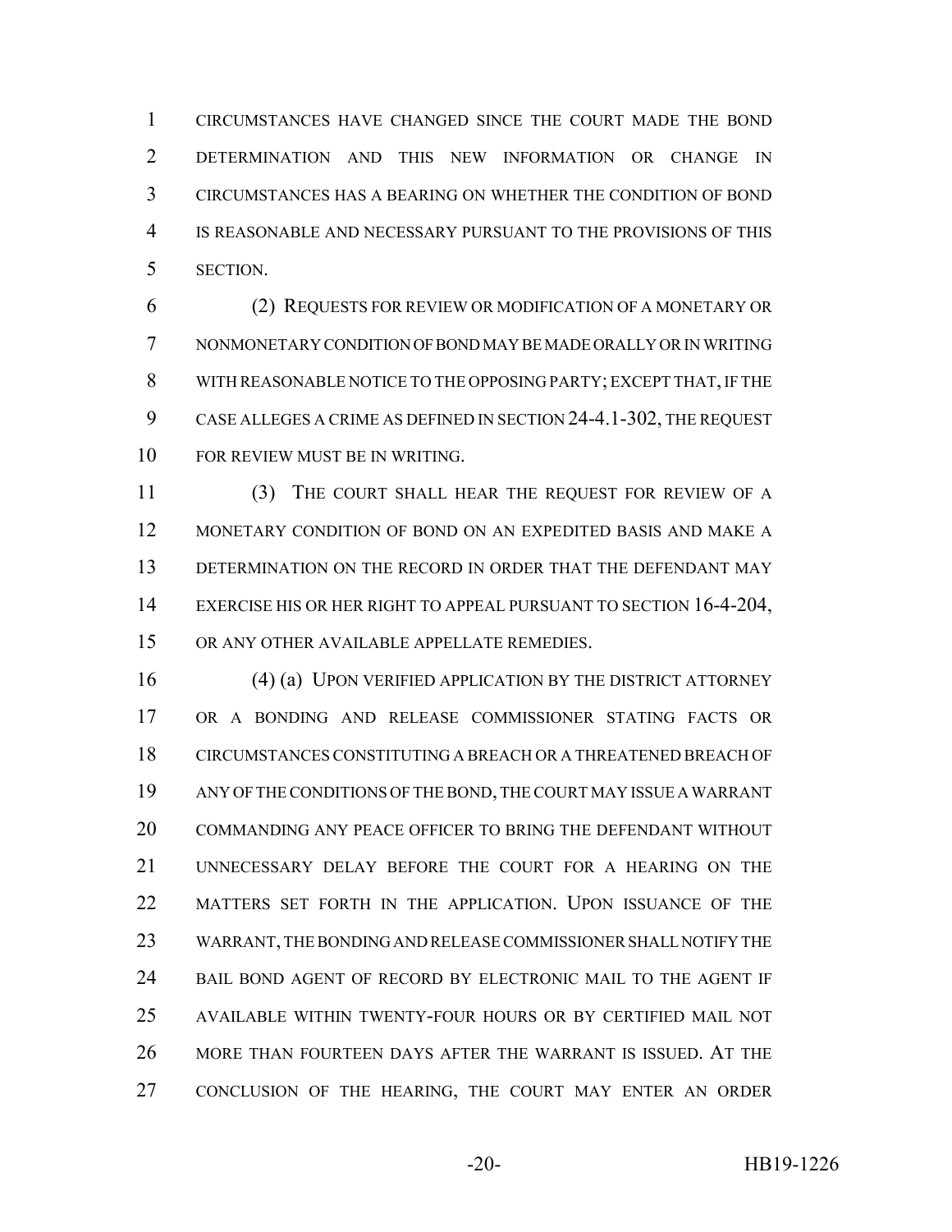CIRCUMSTANCES HAVE CHANGED SINCE THE COURT MADE THE BOND DETERMINATION AND THIS NEW INFORMATION OR CHANGE IN CIRCUMSTANCES HAS A BEARING ON WHETHER THE CONDITION OF BOND IS REASONABLE AND NECESSARY PURSUANT TO THE PROVISIONS OF THIS SECTION.

(2) REQUESTS FOR REVIEW OR MODIFICATION OF A MONETARY OR NONMONETARY CONDITION OF BOND MAY BE MADE ORALLY OR IN WRITING WITH REASONABLE NOTICE TO THE OPPOSING PARTY; EXCEPT THAT, IF THE CASE ALLEGES A CRIME AS DEFINED IN SECTION 24-4.1-302, THE REQUEST FOR REVIEW MUST BE IN WRITING.

(3) THE COURT SHALL HEAR THE REQUEST FOR REVIEW OF A MONETARY CONDITION OF BOND ON AN EXPEDITED BASIS AND MAKE A DETERMINATION ON THE RECORD IN ORDER THAT THE DEFENDANT MAY EXERCISE HIS OR HER RIGHT TO APPEAL PURSUANT TO SECTION 16-4-204, OR ANY OTHER AVAILABLE APPELLATE REMEDIES.

(4) (a) UPON VERIFIED APPLICATION BY THE DISTRICT ATTORNEY OR A BONDING AND RELEASE COMMISSIONER STATING FACTS OR CIRCUMSTANCES CONSTITUTING A BREACH OR A THREATENED BREACH OF ANY OF THE CONDITIONS OF THE BOND, THE COURT MAY ISSUE A WARRANT COMMANDING ANY PEACE OFFICER TO BRING THE DEFENDANT WITHOUT UNNECESSARY DELAY BEFORE THE COURT FOR A HEARING ON THE MATTERS SET FORTH IN THE APPLICATION. UPON ISSUANCE OF THE WARRANT, THE BONDING AND RELEASE COMMISSIONER SHALL NOTIFY THE BAIL BOND AGENT OF RECORD BY ELECTRONIC MAIL TO THE AGENT IF AVAILABLE WITHIN TWENTY-FOUR HOURS OR BY CERTIFIED MAIL NOT MORE THAN FOURTEEN DAYS AFTER THE WARRANT IS ISSUED. AT THE CONCLUSION OF THE HEARING, THE COURT MAY ENTER AN ORDER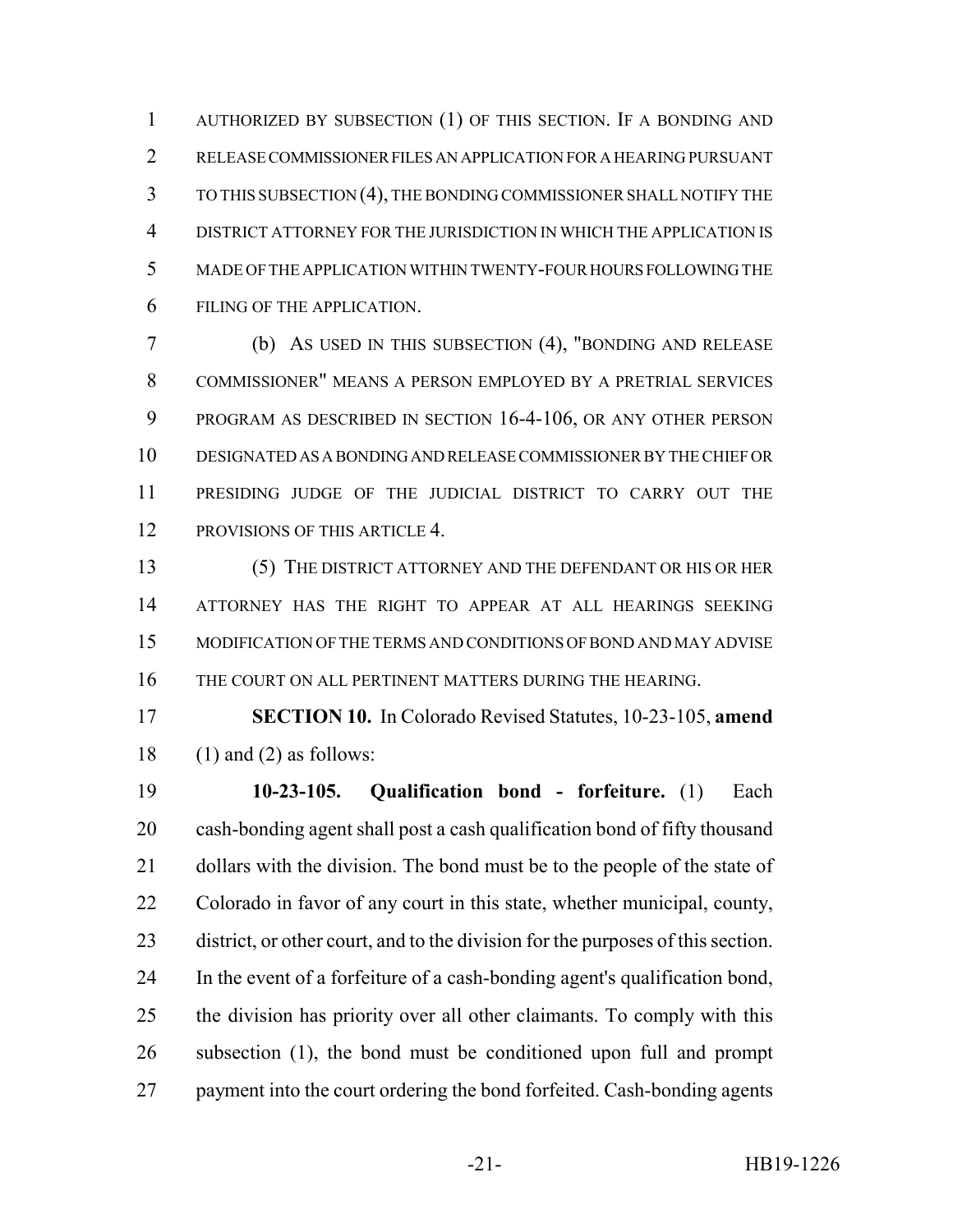AUTHORIZED BY SUBSECTION (1) OF THIS SECTION. IF A BONDING AND RELEASE COMMISSIONER FILES AN APPLICATION FOR A HEARING PURSUANT TO THIS SUBSECTION (4), THE BONDING COMMISSIONER SHALL NOTIFY THE DISTRICT ATTORNEY FOR THE JURISDICTION IN WHICH THE APPLICATION IS MADE OF THE APPLICATION WITHIN TWENTY-FOUR HOURS FOLLOWING THE FILING OF THE APPLICATION.

(b) AS USED IN THIS SUBSECTION (4), "BONDING AND RELEASE COMMISSIONER" MEANS A PERSON EMPLOYED BY A PRETRIAL SERVICES PROGRAM AS DESCRIBED IN SECTION 16-4-106, OR ANY OTHER PERSON DESIGNATED AS A BONDING AND RELEASE COMMISSIONER BY THE CHIEF OR PRESIDING JUDGE OF THE JUDICIAL DISTRICT TO CARRY OUT THE PROVISIONS OF THIS ARTICLE 4.

(5) THE DISTRICT ATTORNEY AND THE DEFENDANT OR HIS OR HER ATTORNEY HAS THE RIGHT TO APPEAR AT ALL HEARINGS SEEKING MODIFICATION OF THE TERMS AND CONDITIONS OF BOND AND MAY ADVISE THE COURT ON ALL PERTINENT MATTERS DURING THE HEARING.

**SECTION 10.** In Colorado Revised Statutes, 10-23-105, **amend** (1) and (2) as follows:

**10-23-105. Qualification bond - forfeiture.** (1) Each cash-bonding agent shall post a cash qualification bond of fifty thousand dollars with the division. The bond must be to the people of the state of Colorado in favor of any court in this state, whether municipal, county, district, or other court, and to the division for the purposes of this section. In the event of a forfeiture of a cash-bonding agent's qualification bond, the division has priority over all other claimants. To comply with this subsection (1), the bond must be conditioned upon full and prompt payment into the court ordering the bond forfeited. Cash-bonding agents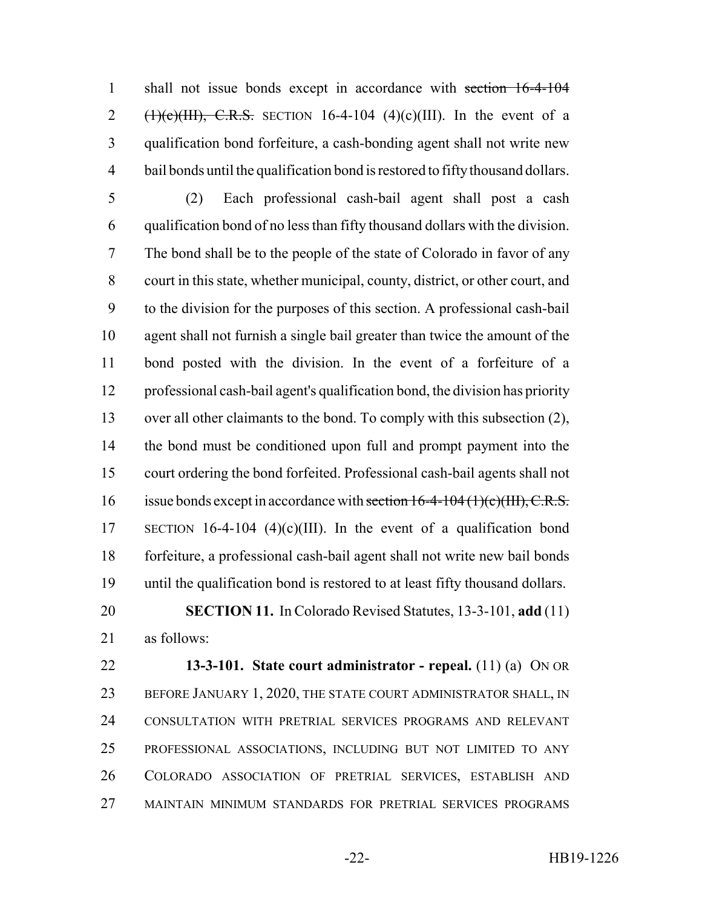shall not issue bonds except in accordance with ~~section 16-4-104 (1)(c)(III), C.R.S.~~ SECTION 16-4-104 (4)(c)(III). In the event of a qualification bond forfeiture, a cash-bonding agent shall not write new bail bonds until the qualification bond is restored to fifty thousand dollars.

(2) Each professional cash-bail agent shall post a cash qualification bond of no less than fifty thousand dollars with the division. The bond shall be to the people of the state of Colorado in favor of any court in this state, whether municipal, county, district, or other court, and to the division for the purposes of this section. A professional cash-bail agent shall not furnish a single bail greater than twice the amount of the bond posted with the division. In the event of a forfeiture of a professional cash-bail agent's qualification bond, the division has priority over all other claimants to the bond. To comply with this subsection (2), the bond must be conditioned upon full and prompt payment into the court ordering the bond forfeited. Professional cash-bail agents shall not issue bonds except in accordance with ~~section 16-4-104 (1)(c)(III), C.R.S.~~ SECTION 16-4-104 (4)(c)(III). In the event of a qualification bond forfeiture, a professional cash-bail agent shall not write new bail bonds until the qualification bond is restored to at least fifty thousand dollars.

**SECTION 11.** In Colorado Revised Statutes, 13-3-101, **add** (11) as follows:

**13-3-101. State court administrator - repeal.** (11) (a) ON OR BEFORE JANUARY 1, 2020, THE STATE COURT ADMINISTRATOR SHALL, IN CONSULTATION WITH PRETRIAL SERVICES PROGRAMS AND RELEVANT PROFESSIONAL ASSOCIATIONS, INCLUDING BUT NOT LIMITED TO ANY COLORADO ASSOCIATION OF PRETRIAL SERVICES, ESTABLISH AND MAINTAIN MINIMUM STANDARDS FOR PRETRIAL SERVICES PROGRAMS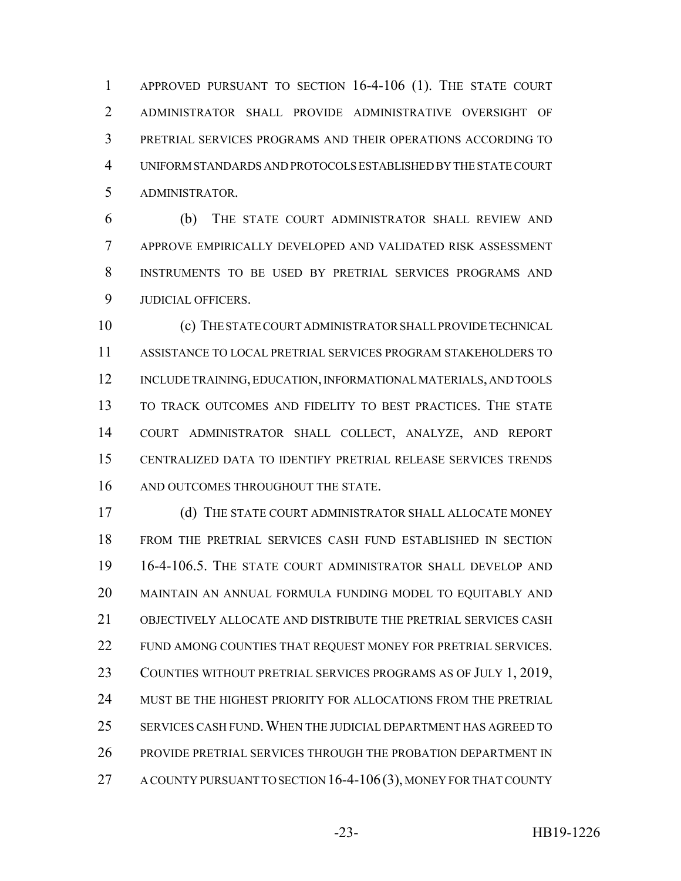APPROVED PURSUANT TO SECTION 16-4-106 (1). THE STATE COURT ADMINISTRATOR SHALL PROVIDE ADMINISTRATIVE OVERSIGHT OF PRETRIAL SERVICES PROGRAMS AND THEIR OPERATIONS ACCORDING TO UNIFORM STANDARDS AND PROTOCOLS ESTABLISHED BY THE STATE COURT ADMINISTRATOR.

(b) THE STATE COURT ADMINISTRATOR SHALL REVIEW AND APPROVE EMPIRICALLY DEVELOPED AND VALIDATED RISK ASSESSMENT INSTRUMENTS TO BE USED BY PRETRIAL SERVICES PROGRAMS AND JUDICIAL OFFICERS.

(c) THE STATE COURT ADMINISTRATOR SHALL PROVIDE TECHNICAL ASSISTANCE TO LOCAL PRETRIAL SERVICES PROGRAM STAKEHOLDERS TO INCLUDE TRAINING, EDUCATION, INFORMATIONAL MATERIALS, AND TOOLS TO TRACK OUTCOMES AND FIDELITY TO BEST PRACTICES. THE STATE COURT ADMINISTRATOR SHALL COLLECT, ANALYZE, AND REPORT CENTRALIZED DATA TO IDENTIFY PRETRIAL RELEASE SERVICES TRENDS AND OUTCOMES THROUGHOUT THE STATE.

(d) THE STATE COURT ADMINISTRATOR SHALL ALLOCATE MONEY FROM THE PRETRIAL SERVICES CASH FUND ESTABLISHED IN SECTION 16-4-106.5. THE STATE COURT ADMINISTRATOR SHALL DEVELOP AND MAINTAIN AN ANNUAL FORMULA FUNDING MODEL TO EQUITABLY AND OBJECTIVELY ALLOCATE AND DISTRIBUTE THE PRETRIAL SERVICES CASH FUND AMONG COUNTIES THAT REQUEST MONEY FOR PRETRIAL SERVICES. COUNTIES WITHOUT PRETRIAL SERVICES PROGRAMS AS OF JULY 1, 2019, MUST BE THE HIGHEST PRIORITY FOR ALLOCATIONS FROM THE PRETRIAL SERVICES CASH FUND. WHEN THE JUDICIAL DEPARTMENT HAS AGREED TO PROVIDE PRETRIAL SERVICES THROUGH THE PROBATION DEPARTMENT IN A COUNTY PURSUANT TO SECTION 16-4-106 (3), MONEY FOR THAT COUNTY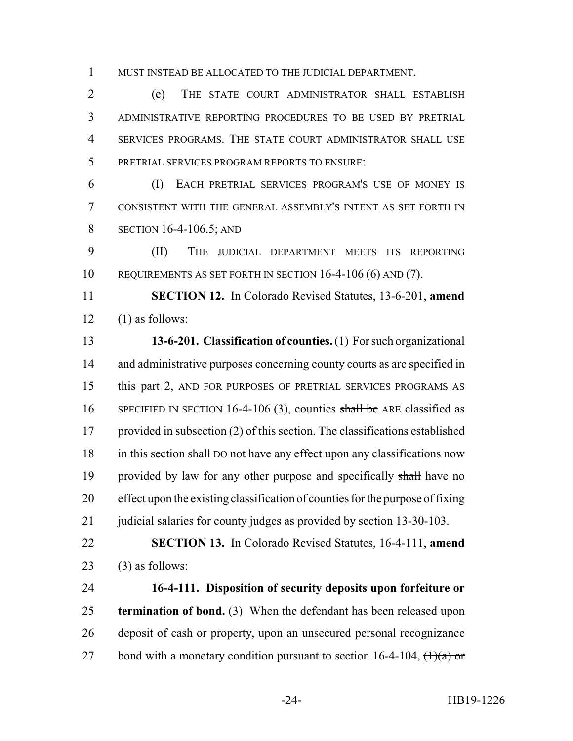MUST INSTEAD BE ALLOCATED TO THE JUDICIAL DEPARTMENT.

(e) THE STATE COURT ADMINISTRATOR SHALL ESTABLISH ADMINISTRATIVE REPORTING PROCEDURES TO BE USED BY PRETRIAL SERVICES PROGRAMS. THE STATE COURT ADMINISTRATOR SHALL USE PRETRIAL SERVICES PROGRAM REPORTS TO ENSURE:

(I) EACH PRETRIAL SERVICES PROGRAM'S USE OF MONEY IS CONSISTENT WITH THE GENERAL ASSEMBLY'S INTENT AS SET FORTH IN SECTION 16-4-106.5; AND

(II) THE JUDICIAL DEPARTMENT MEETS ITS REPORTING REQUIREMENTS AS SET FORTH IN SECTION 16-4-106 (6) AND (7).

**SECTION 12.** In Colorado Revised Statutes, 13-6-201, **amend** (1) as follows:

**13-6-201. Classification of counties.** (1) For such organizational and administrative purposes concerning county courts as are specified in this part 2, AND FOR PURPOSES OF PRETRIAL SERVICES PROGRAMS AS SPECIFIED IN SECTION 16-4-106 (3), counties ~~shall be~~ ARE classified as provided in subsection (2) of this section. The classifications established in this section ~~shall~~ DO not have any effect upon any classifications now provided by law for any other purpose and specifically ~~shall~~ have no effect upon the existing classification of counties for the purpose of fixing judicial salaries for county judges as provided by section 13-30-103.

**SECTION 13.** In Colorado Revised Statutes, 16-4-111, **amend** (3) as follows:

**16-4-111. Disposition of security deposits upon forfeiture or termination of bond.** (3) When the defendant has been released upon deposit of cash or property, upon an unsecured personal recognizance bond with a monetary condition pursuant to section 16-4-104, ~~(1)(a) or~~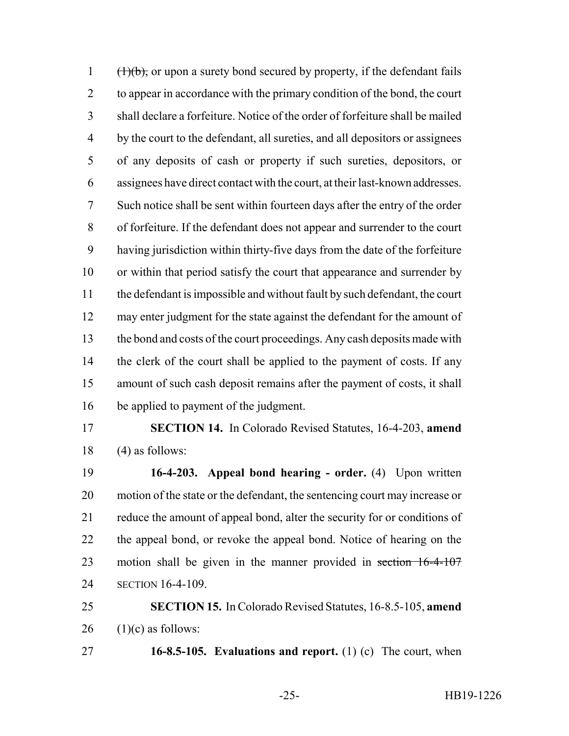~~(1)(b),~~ or upon a surety bond secured by property, if the defendant fails to appear in accordance with the primary condition of the bond, the court shall declare a forfeiture. Notice of the order of forfeiture shall be mailed by the court to the defendant, all sureties, and all depositors or assignees of any deposits of cash or property if such sureties, depositors, or assignees have direct contact with the court, at their last-known addresses. Such notice shall be sent within fourteen days after the entry of the order of forfeiture. If the defendant does not appear and surrender to the court having jurisdiction within thirty-five days from the date of the forfeiture or within that period satisfy the court that appearance and surrender by the defendant is impossible and without fault by such defendant, the court may enter judgment for the state against the defendant for the amount of the bond and costs of the court proceedings. Any cash deposits made with the clerk of the court shall be applied to the payment of costs. If any amount of such cash deposit remains after the payment of costs, it shall be applied to payment of the judgment.

**SECTION 14.** In Colorado Revised Statutes, 16-4-203, **amend** (4) as follows:

**16-4-203. Appeal bond hearing - order.** (4) Upon written motion of the state or the defendant, the sentencing court may increase or reduce the amount of appeal bond, alter the security for or conditions of the appeal bond, or revoke the appeal bond. Notice of hearing on the motion shall be given in the manner provided in ~~section 16-4-107~~ SECTION 16-4-109.

**SECTION 15.** In Colorado Revised Statutes, 16-8.5-105, **amend** (1)(c) as follows:

**16-8.5-105. Evaluations and report.** (1) (c) The court, when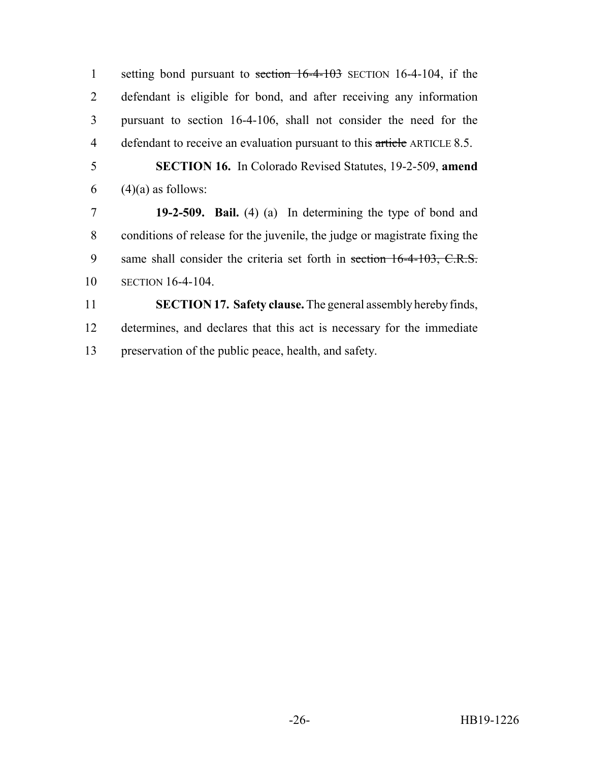setting bond pursuant to ~~section 16-4-103~~ SECTION 16-4-104, if the defendant is eligible for bond, and after receiving any information pursuant to section 16-4-106, shall not consider the need for the defendant to receive an evaluation pursuant to this ~~article~~ ARTICLE 8.5.

**SECTION 16.** In Colorado Revised Statutes, 19-2-509, **amend** (4)(a) as follows:

**19-2-509. Bail.** (4) (a) In determining the type of bond and conditions of release for the juvenile, the judge or magistrate fixing the same shall consider the criteria set forth in ~~section 16-4-103, C.R.S.~~ SECTION 16-4-104.

**SECTION 17. Safety clause.** The general assembly hereby finds, determines, and declares that this act is necessary for the immediate preservation of the public peace, health, and safety.